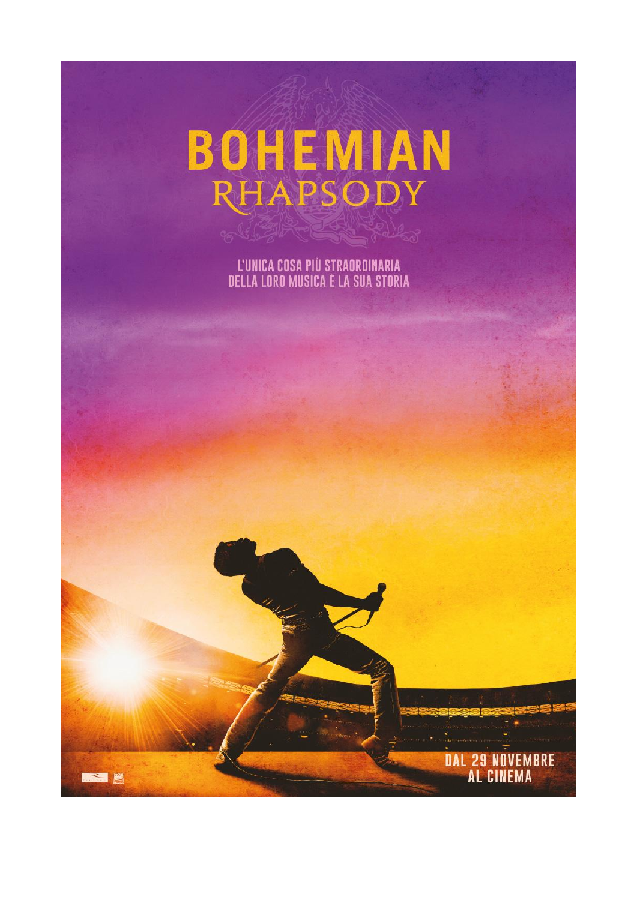# BOHEMIAN RHAPSODY

L'UNICA COSA PIÙ STRAORDINARIA
DELLA LORO MUSICA È LA SUA STORIA

DAL 29 NOVEMBRE
AL CINEMA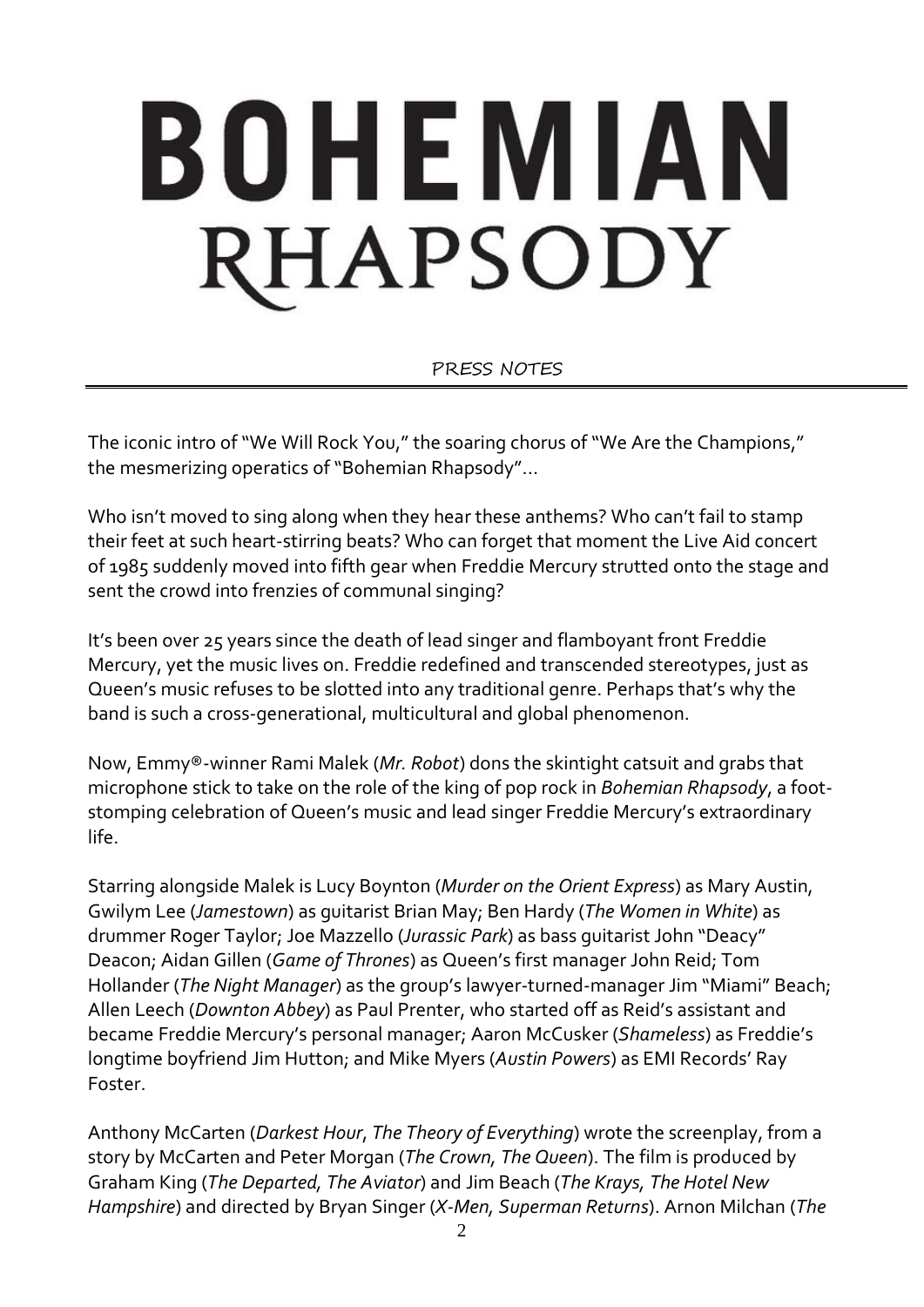# BOHEMIAN RHAPSODY

PRESS NOTES

The iconic intro of "We Will Rock You," the soaring chorus of "We Are the Champions," the mesmerizing operatics of "Bohemian Rhapsody"...

Who isn't moved to sing along when they hear these anthems? Who can't fail to stamp their feet at such heart-stirring beats? Who can forget that moment the Live Aid concert of 1985 suddenly moved into fifth gear when Freddie Mercury strutted onto the stage and sent the crowd into frenzies of communal singing?

It's been over 25 years since the death of lead singer and flamboyant front Freddie Mercury, yet the music lives on. Freddie redefined and transcended stereotypes, just as Queen's music refuses to be slotted into any traditional genre. Perhaps that's why the band is such a cross-generational, multicultural and global phenomenon.

Now, Emmy®-winner Rami Malek (*Mr. Robot*) dons the skintight catsuit and grabs that microphone stick to take on the role of the king of pop rock in *Bohemian Rhapsody*, a foot-stomping celebration of Queen's music and lead singer Freddie Mercury's extraordinary life.

Starring alongside Malek is Lucy Boynton (*Murder on the Orient Express*) as Mary Austin, Gwilym Lee (*Jamestown*) as guitarist Brian May; Ben Hardy (*The Women in White*) as drummer Roger Taylor; Joe Mazzello (*Jurassic Park*) as bass guitarist John "Deacy" Deacon; Aidan Gillen (*Game of Thrones*) as Queen's first manager John Reid; Tom Hollander (*The Night Manager*) as the group's lawyer-turned-manager Jim "Miami" Beach; Allen Leech (*Downton Abbey*) as Paul Prenter, who started off as Reid's assistant and became Freddie Mercury's personal manager; Aaron McCusker (*Shameless*) as Freddie's longtime boyfriend Jim Hutton; and Mike Myers (*Austin Powers*) as EMI Records' Ray Foster.

Anthony McCarten (*Darkest Hour*, *The Theory of Everything*) wrote the screenplay, from a story by McCarten and Peter Morgan (*The Crown, The Queen*). The film is produced by Graham King (*The Departed, The Aviator*) and Jim Beach (*The Krays, The Hotel New Hampshire*) and directed by Bryan Singer (*X-Men, Superman Returns*). Arnon Milchan (*The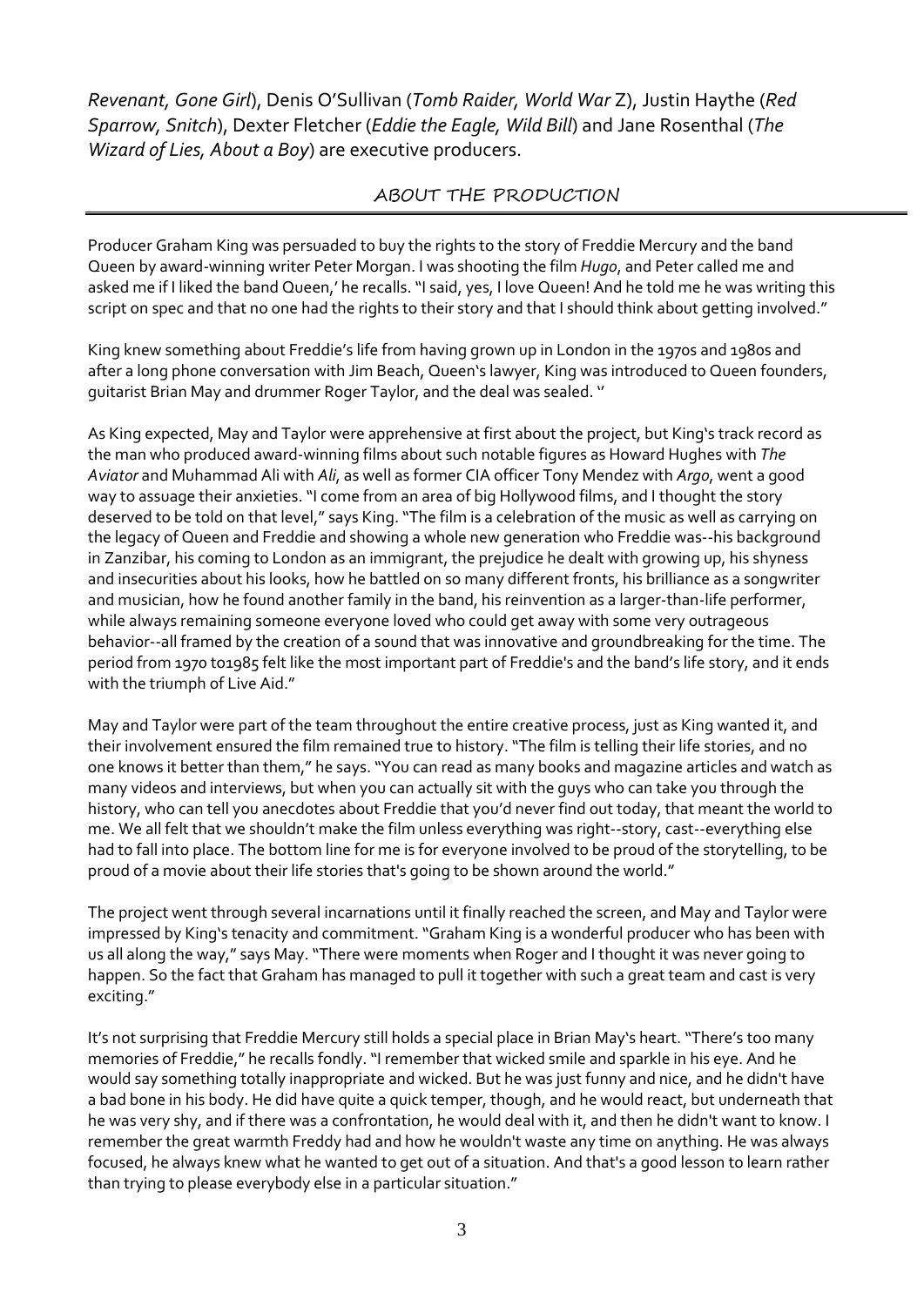*Revenant, Gone Girl*), Denis O'Sullivan (*Tomb Raider, World War* Z), Justin Haythe (*Red Sparrow, Snitch*), Dexter Fletcher (*Eddie the Eagle, Wild Bill*) and Jane Rosenthal (*The Wizard of Lies, About a Boy*) are executive producers.

## ABOUT THE PRODUCTION

Producer Graham King was persuaded to buy the rights to the story of Freddie Mercury and the band Queen by award-winning writer Peter Morgan. I was shooting the film *Hugo*, and Peter called me and asked me if I liked the band Queen,' he recalls. "I said, yes, I love Queen! And he told me he was writing this script on spec and that no one had the rights to their story and that I should think about getting involved."

King knew something about Freddie's life from having grown up in London in the 1970s and 1980s and after a long phone conversation with Jim Beach, Queen's lawyer, King was introduced to Queen founders, guitarist Brian May and drummer Roger Taylor, and the deal was sealed. "

As King expected, May and Taylor were apprehensive at first about the project, but King's track record as the man who produced award-winning films about such notable figures as Howard Hughes with *The Aviator* and Muhammad Ali with *Ali*, as well as former CIA officer Tony Mendez with *Argo*, went a good way to assuage their anxieties. "I come from an area of big Hollywood films, and I thought the story deserved to be told on that level," says King. "The film is a celebration of the music as well as carrying on the legacy of Queen and Freddie and showing a whole new generation who Freddie was--his background in Zanzibar, his coming to London as an immigrant, the prejudice he dealt with growing up, his shyness and insecurities about his looks, how he battled on so many different fronts, his brilliance as a songwriter and musician, how he found another family in the band, his reinvention as a larger-than-life performer, while always remaining someone everyone loved who could get away with some very outrageous behavior--all framed by the creation of a sound that was innovative and groundbreaking for the time. The period from 1970 to1985 felt like the most important part of Freddie's and the band's life story, and it ends with the triumph of Live Aid."

May and Taylor were part of the team throughout the entire creative process, just as King wanted it, and their involvement ensured the film remained true to history. "The film is telling their life stories, and no one knows it better than them," he says. "You can read as many books and magazine articles and watch as many videos and interviews, but when you can actually sit with the guys who can take you through the history, who can tell you anecdotes about Freddie that you'd never find out today, that meant the world to me. We all felt that we shouldn't make the film unless everything was right--story, cast--everything else had to fall into place. The bottom line for me is for everyone involved to be proud of the storytelling, to be proud of a movie about their life stories that's going to be shown around the world."

The project went through several incarnations until it finally reached the screen, and May and Taylor were impressed by King's tenacity and commitment. "Graham King is a wonderful producer who has been with us all along the way," says May. "There were moments when Roger and I thought it was never going to happen. So the fact that Graham has managed to pull it together with such a great team and cast is very exciting."

It's not surprising that Freddie Mercury still holds a special place in Brian May's heart. "There's too many memories of Freddie," he recalls fondly. "I remember that wicked smile and sparkle in his eye. And he would say something totally inappropriate and wicked. But he was just funny and nice, and he didn't have a bad bone in his body. He did have quite a quick temper, though, and he would react, but underneath that he was very shy, and if there was a confrontation, he would deal with it, and then he didn't want to know. I remember the great warmth Freddy had and how he wouldn't waste any time on anything. He was always focused, he always knew what he wanted to get out of a situation. And that's a good lesson to learn rather than trying to please everybody else in a particular situation."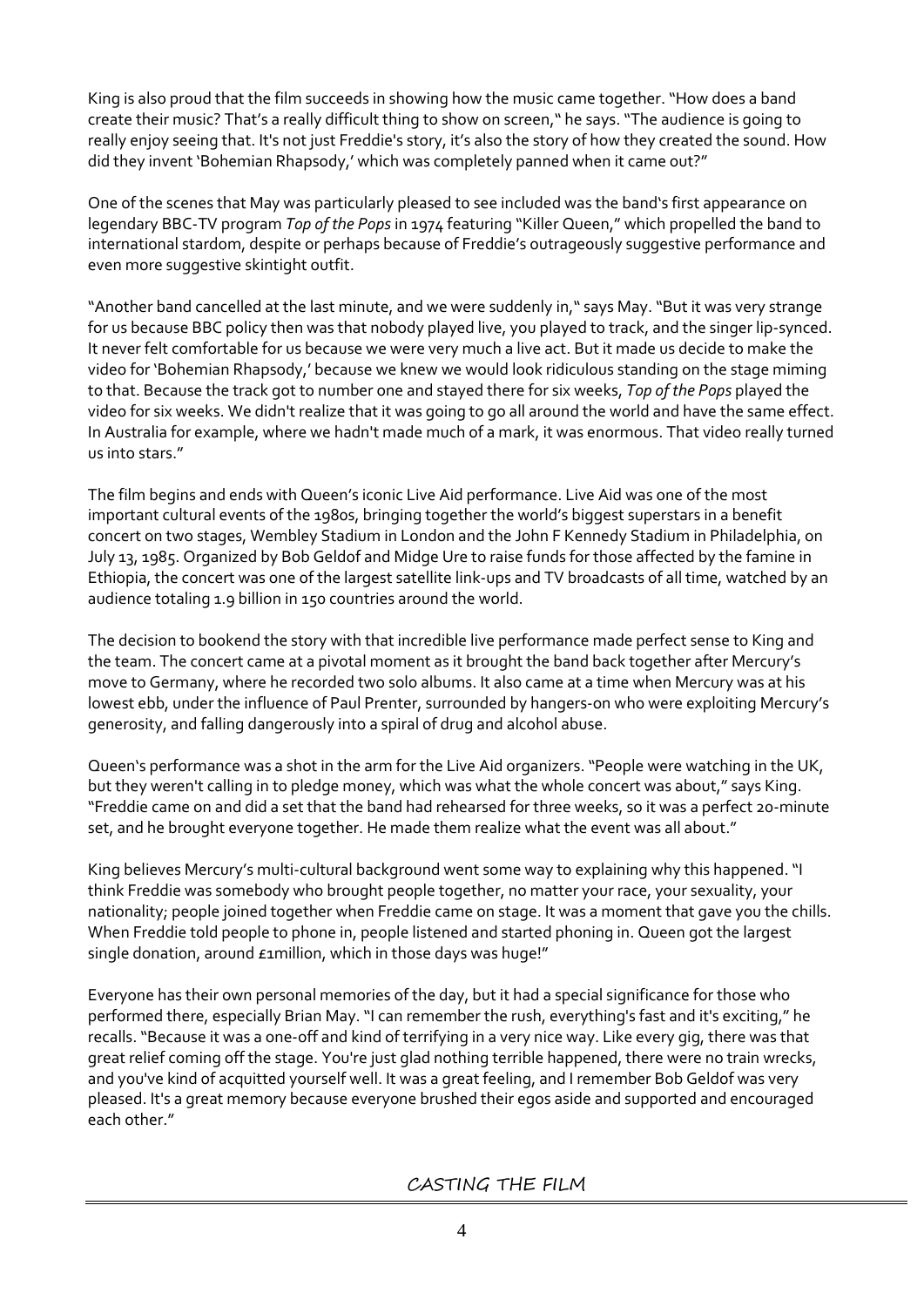King is also proud that the film succeeds in showing how the music came together. "How does a band create their music? That's a really difficult thing to show on screen," he says. "The audience is going to really enjoy seeing that. It's not just Freddie's story, it's also the story of how they created the sound. How did they invent 'Bohemian Rhapsody,' which was completely panned when it came out?"

One of the scenes that May was particularly pleased to see included was the band's first appearance on legendary BBC-TV program *Top of the Pops* in 1974 featuring "Killer Queen," which propelled the band to international stardom, despite or perhaps because of Freddie's outrageously suggestive performance and even more suggestive skintight outfit.

"Another band cancelled at the last minute, and we were suddenly in," says May. "But it was very strange for us because BBC policy then was that nobody played live, you played to track, and the singer lip-synced. It never felt comfortable for us because we were very much a live act. But it made us decide to make the video for 'Bohemian Rhapsody,' because we knew we would look ridiculous standing on the stage miming to that. Because the track got to number one and stayed there for six weeks, *Top of the Pops* played the video for six weeks. We didn't realize that it was going to go all around the world and have the same effect. In Australia for example, where we hadn't made much of a mark, it was enormous. That video really turned us into stars."

The film begins and ends with Queen's iconic Live Aid performance. Live Aid was one of the most important cultural events of the 1980s, bringing together the world's biggest superstars in a benefit concert on two stages, Wembley Stadium in London and the John F Kennedy Stadium in Philadelphia, on July 13, 1985. Organized by Bob Geldof and Midge Ure to raise funds for those affected by the famine in Ethiopia, the concert was one of the largest satellite link-ups and TV broadcasts of all time, watched by an audience totaling 1.9 billion in 150 countries around the world.

The decision to bookend the story with that incredible live performance made perfect sense to King and the team. The concert came at a pivotal moment as it brought the band back together after Mercury's move to Germany, where he recorded two solo albums. It also came at a time when Mercury was at his lowest ebb, under the influence of Paul Prenter, surrounded by hangers-on who were exploiting Mercury's generosity, and falling dangerously into a spiral of drug and alcohol abuse.

Queen's performance was a shot in the arm for the Live Aid organizers. "People were watching in the UK, but they weren't calling in to pledge money, which was what the whole concert was about," says King. "Freddie came on and did a set that the band had rehearsed for three weeks, so it was a perfect 20-minute set, and he brought everyone together. He made them realize what the event was all about."

King believes Mercury's multi-cultural background went some way to explaining why this happened. "I think Freddie was somebody who brought people together, no matter your race, your sexuality, your nationality; people joined together when Freddie came on stage. It was a moment that gave you the chills. When Freddie told people to phone in, people listened and started phoning in. Queen got the largest single donation, around £1million, which in those days was huge!"

Everyone has their own personal memories of the day, but it had a special significance for those who performed there, especially Brian May. "I can remember the rush, everything's fast and it's exciting," he recalls. "Because it was a one-off and kind of terrifying in a very nice way. Like every gig, there was that great relief coming off the stage. You're just glad nothing terrible happened, there were no train wrecks, and you've kind of acquitted yourself well. It was a great feeling, and I remember Bob Geldof was very pleased. It's a great memory because everyone brushed their egos aside and supported and encouraged each other."

## CASTING THE FILM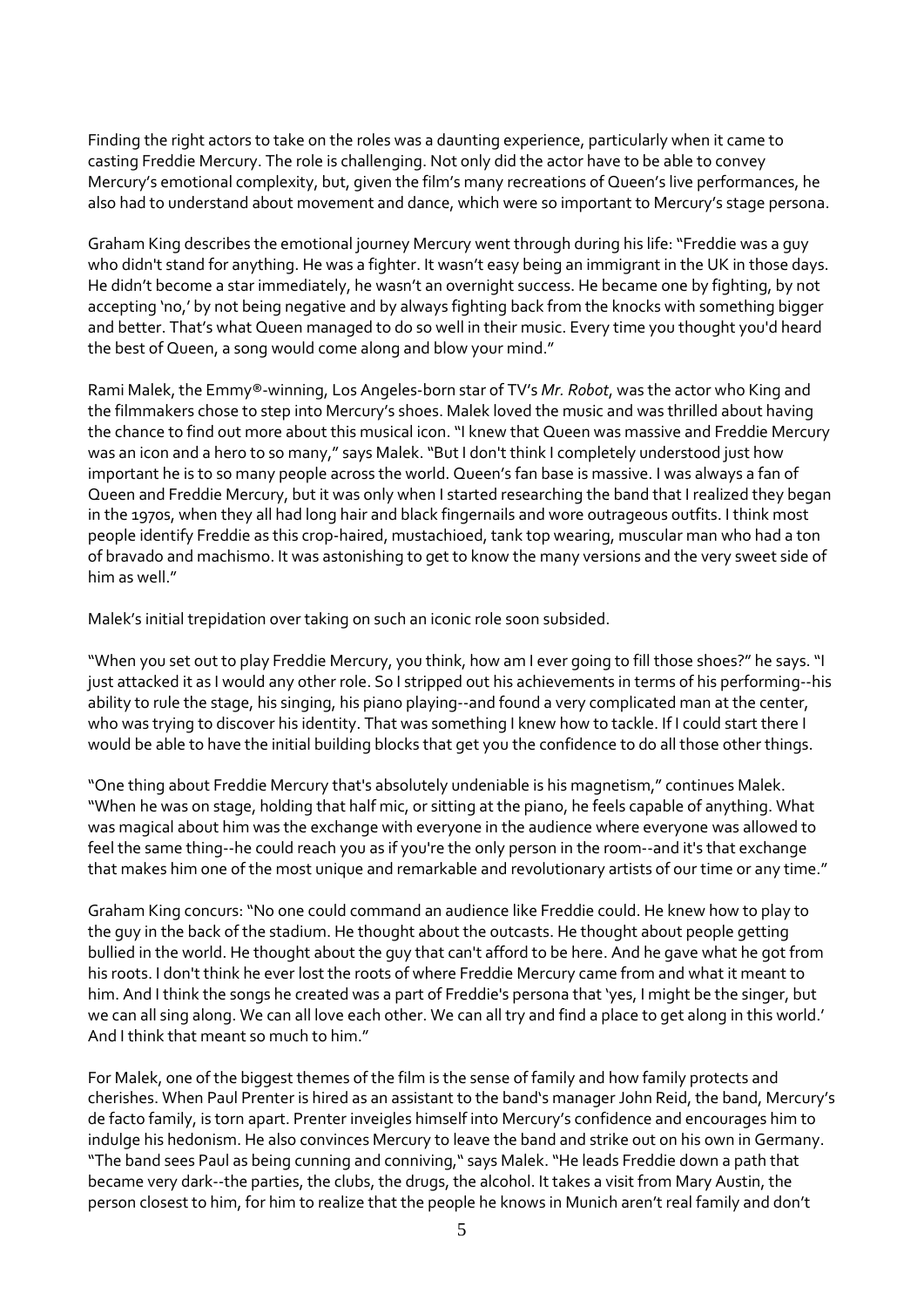Finding the right actors to take on the roles was a daunting experience, particularly when it came to casting Freddie Mercury. The role is challenging. Not only did the actor have to be able to convey Mercury's emotional complexity, but, given the film's many recreations of Queen's live performances, he also had to understand about movement and dance, which were so important to Mercury's stage persona.

Graham King describes the emotional journey Mercury went through during his life: "Freddie was a guy who didn't stand for anything. He was a fighter. It wasn't easy being an immigrant in the UK in those days. He didn't become a star immediately, he wasn't an overnight success. He became one by fighting, by not accepting 'no,' by not being negative and by always fighting back from the knocks with something bigger and better. That's what Queen managed to do so well in their music. Every time you thought you'd heard the best of Queen, a song would come along and blow your mind."

Rami Malek, the Emmy®-winning, Los Angeles-born star of TV's *Mr. Robot*, was the actor who King and the filmmakers chose to step into Mercury's shoes. Malek loved the music and was thrilled about having the chance to find out more about this musical icon. "I knew that Queen was massive and Freddie Mercury was an icon and a hero to so many," says Malek. "But I don't think I completely understood just how important he is to so many people across the world. Queen's fan base is massive. I was always a fan of Queen and Freddie Mercury, but it was only when I started researching the band that I realized they began in the 1970s, when they all had long hair and black fingernails and wore outrageous outfits. I think most people identify Freddie as this crop-haired, mustachioed, tank top wearing, muscular man who had a ton of bravado and machismo. It was astonishing to get to know the many versions and the very sweet side of him as well."

Malek's initial trepidation over taking on such an iconic role soon subsided.

"When you set out to play Freddie Mercury, you think, how am I ever going to fill those shoes?" he says. "I just attacked it as I would any other role. So I stripped out his achievements in terms of his performing--his ability to rule the stage, his singing, his piano playing--and found a very complicated man at the center, who was trying to discover his identity. That was something I knew how to tackle. If I could start there I would be able to have the initial building blocks that get you the confidence to do all those other things.

"One thing about Freddie Mercury that's absolutely undeniable is his magnetism," continues Malek. "When he was on stage, holding that half mic, or sitting at the piano, he feels capable of anything. What was magical about him was the exchange with everyone in the audience where everyone was allowed to feel the same thing--he could reach you as if you're the only person in the room--and it's that exchange that makes him one of the most unique and remarkable and revolutionary artists of our time or any time."

Graham King concurs: "No one could command an audience like Freddie could. He knew how to play to the guy in the back of the stadium. He thought about the outcasts. He thought about people getting bullied in the world. He thought about the guy that can't afford to be here. And he gave what he got from his roots. I don't think he ever lost the roots of where Freddie Mercury came from and what it meant to him. And I think the songs he created was a part of Freddie's persona that 'yes, I might be the singer, but we can all sing along. We can all love each other. We can all try and find a place to get along in this world.' And I think that meant so much to him."

For Malek, one of the biggest themes of the film is the sense of family and how family protects and cherishes. When Paul Prenter is hired as an assistant to the band's manager John Reid, the band, Mercury's de facto family, is torn apart. Prenter inveigles himself into Mercury's confidence and encourages him to indulge his hedonism. He also convinces Mercury to leave the band and strike out on his own in Germany. "The band sees Paul as being cunning and conniving," says Malek. "He leads Freddie down a path that became very dark--the parties, the clubs, the drugs, the alcohol. It takes a visit from Mary Austin, the person closest to him, for him to realize that the people he knows in Munich aren't real family and don't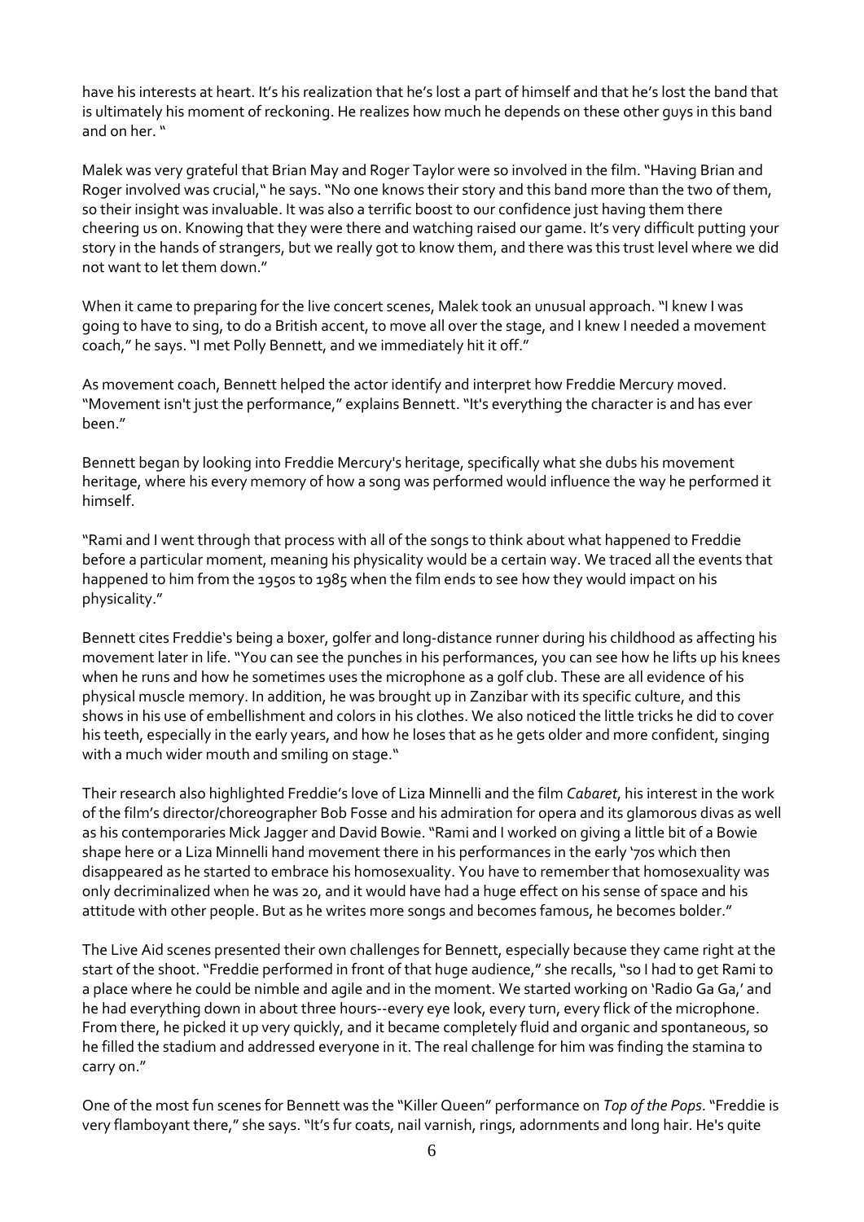have his interests at heart. It's his realization that he's lost a part of himself and that he's lost the band that is ultimately his moment of reckoning. He realizes how much he depends on these other guys in this band and on her. "

Malek was very grateful that Brian May and Roger Taylor were so involved in the film. "Having Brian and Roger involved was crucial," he says. "No one knows their story and this band more than the two of them, so their insight was invaluable. It was also a terrific boost to our confidence just having them there cheering us on. Knowing that they were there and watching raised our game. It's very difficult putting your story in the hands of strangers, but we really got to know them, and there was this trust level where we did not want to let them down."

When it came to preparing for the live concert scenes, Malek took an unusual approach. "I knew I was going to have to sing, to do a British accent, to move all over the stage, and I knew I needed a movement coach," he says. "I met Polly Bennett, and we immediately hit it off."

As movement coach, Bennett helped the actor identify and interpret how Freddie Mercury moved. "Movement isn't just the performance," explains Bennett. "It's everything the character is and has ever been."

Bennett began by looking into Freddie Mercury's heritage, specifically what she dubs his movement heritage, where his every memory of how a song was performed would influence the way he performed it himself.

"Rami and I went through that process with all of the songs to think about what happened to Freddie before a particular moment, meaning his physicality would be a certain way. We traced all the events that happened to him from the 1950s to 1985 when the film ends to see how they would impact on his physicality."

Bennett cites Freddie's being a boxer, golfer and long-distance runner during his childhood as affecting his movement later in life. "You can see the punches in his performances, you can see how he lifts up his knees when he runs and how he sometimes uses the microphone as a golf club. These are all evidence of his physical muscle memory. In addition, he was brought up in Zanzibar with its specific culture, and this shows in his use of embellishment and colors in his clothes. We also noticed the little tricks he did to cover his teeth, especially in the early years, and how he loses that as he gets older and more confident, singing with a much wider mouth and smiling on stage."

Their research also highlighted Freddie's love of Liza Minnelli and the film *Cabaret*, his interest in the work of the film's director/choreographer Bob Fosse and his admiration for opera and its glamorous divas as well as his contemporaries Mick Jagger and David Bowie. "Rami and I worked on giving a little bit of a Bowie shape here or a Liza Minnelli hand movement there in his performances in the early '70s which then disappeared as he started to embrace his homosexuality. You have to remember that homosexuality was only decriminalized when he was 20, and it would have had a huge effect on his sense of space and his attitude with other people. But as he writes more songs and becomes famous, he becomes bolder."

The Live Aid scenes presented their own challenges for Bennett, especially because they came right at the start of the shoot. "Freddie performed in front of that huge audience," she recalls, "so I had to get Rami to a place where he could be nimble and agile and in the moment. We started working on 'Radio Ga Ga,' and he had everything down in about three hours--every eye look, every turn, every flick of the microphone. From there, he picked it up very quickly, and it became completely fluid and organic and spontaneous, so he filled the stadium and addressed everyone in it. The real challenge for him was finding the stamina to carry on."

One of the most fun scenes for Bennett was the "Killer Queen" performance on *Top of the Pops*. "Freddie is very flamboyant there," she says. "It's fur coats, nail varnish, rings, adornments and long hair. He's quite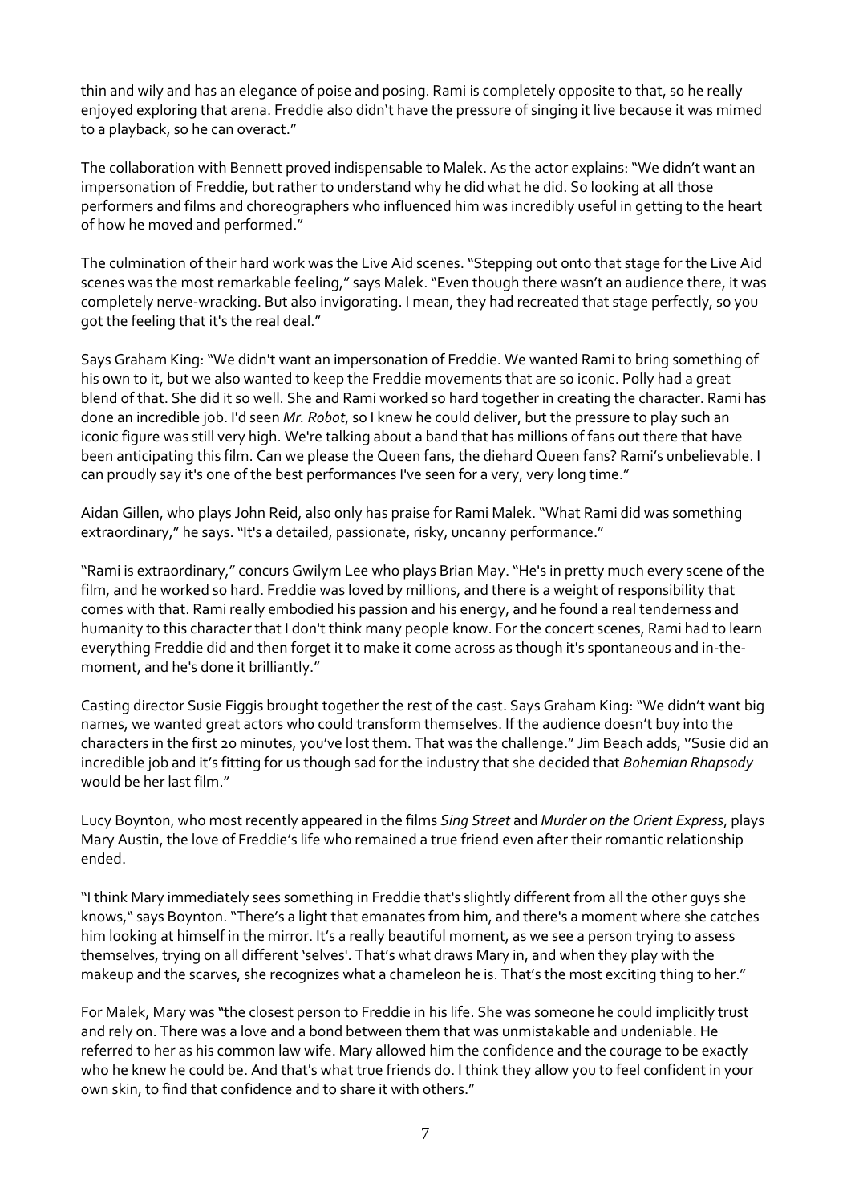thin and wily and has an elegance of poise and posing. Rami is completely opposite to that, so he really enjoyed exploring that arena. Freddie also didn't have the pressure of singing it live because it was mimed to a playback, so he can overact."

The collaboration with Bennett proved indispensable to Malek. As the actor explains: "We didn't want an impersonation of Freddie, but rather to understand why he did what he did. So looking at all those performers and films and choreographers who influenced him was incredibly useful in getting to the heart of how he moved and performed."

The culmination of their hard work was the Live Aid scenes. "Stepping out onto that stage for the Live Aid scenes was the most remarkable feeling," says Malek. "Even though there wasn't an audience there, it was completely nerve-wracking. But also invigorating. I mean, they had recreated that stage perfectly, so you got the feeling that it's the real deal."

Says Graham King: "We didn't want an impersonation of Freddie. We wanted Rami to bring something of his own to it, but we also wanted to keep the Freddie movements that are so iconic. Polly had a great blend of that. She did it so well. She and Rami worked so hard together in creating the character. Rami has done an incredible job. I'd seen *Mr. Robot*, so I knew he could deliver, but the pressure to play such an iconic figure was still very high. We're talking about a band that has millions of fans out there that have been anticipating this film. Can we please the Queen fans, the diehard Queen fans? Rami's unbelievable. I can proudly say it's one of the best performances I've seen for a very, very long time."

Aidan Gillen, who plays John Reid, also only has praise for Rami Malek. "What Rami did was something extraordinary," he says. "It's a detailed, passionate, risky, uncanny performance."

"Rami is extraordinary," concurs Gwilym Lee who plays Brian May. "He's in pretty much every scene of the film, and he worked so hard. Freddie was loved by millions, and there is a weight of responsibility that comes with that. Rami really embodied his passion and his energy, and he found a real tenderness and humanity to this character that I don't think many people know. For the concert scenes, Rami had to learn everything Freddie did and then forget it to make it come across as though it's spontaneous and in-the-moment, and he's done it brilliantly."

Casting director Susie Figgis brought together the rest of the cast. Says Graham King: "We didn't want big names, we wanted great actors who could transform themselves. If the audience doesn't buy into the characters in the first 20 minutes, you've lost them. That was the challenge." Jim Beach adds, "Susie did an incredible job and it's fitting for us though sad for the industry that she decided that *Bohemian Rhapsody* would be her last film."

Lucy Boynton, who most recently appeared in the films *Sing Street* and *Murder on the Orient Express*, plays Mary Austin, the love of Freddie's life who remained a true friend even after their romantic relationship ended.

"I think Mary immediately sees something in Freddie that's slightly different from all the other guys she knows," says Boynton. "There's a light that emanates from him, and there's a moment where she catches him looking at himself in the mirror. It's a really beautiful moment, as we see a person trying to assess themselves, trying on all different 'selves'. That's what draws Mary in, and when they play with the makeup and the scarves, she recognizes what a chameleon he is. That's the most exciting thing to her."

For Malek, Mary was "the closest person to Freddie in his life. She was someone he could implicitly trust and rely on. There was a love and a bond between them that was unmistakable and undeniable. He referred to her as his common law wife. Mary allowed him the confidence and the courage to be exactly who he knew he could be. And that's what true friends do. I think they allow you to feel confident in your own skin, to find that confidence and to share it with others."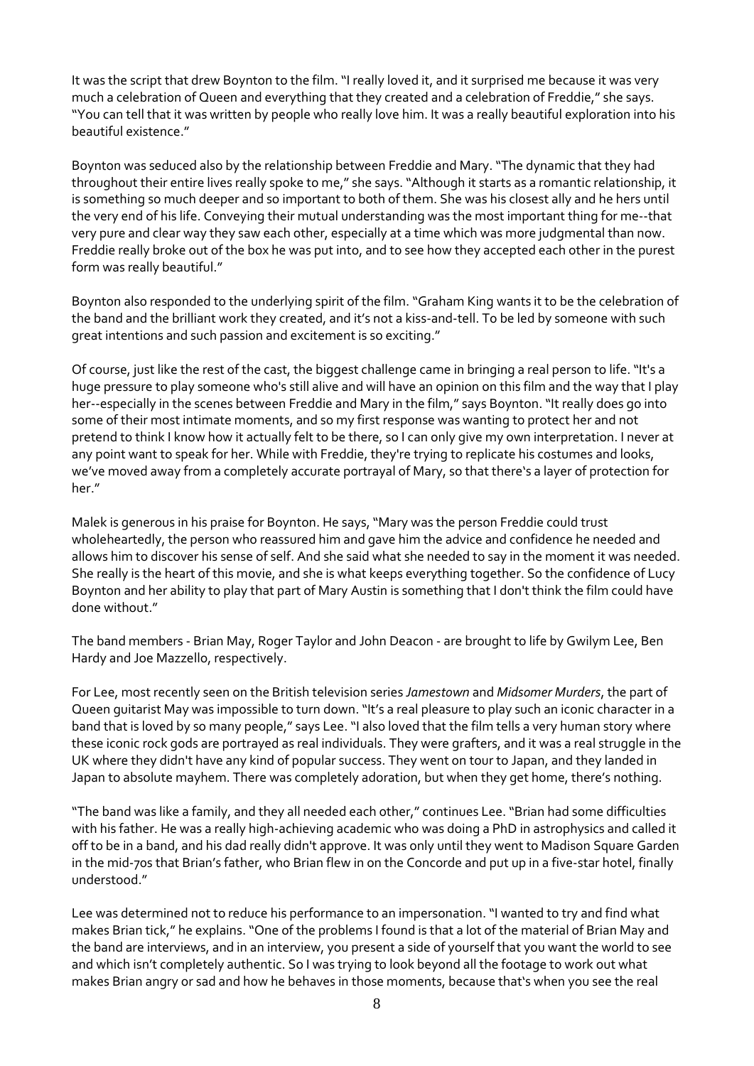It was the script that drew Boynton to the film. "I really loved it, and it surprised me because it was very much a celebration of Queen and everything that they created and a celebration of Freddie," she says. "You can tell that it was written by people who really love him. It was a really beautiful exploration into his beautiful existence."

Boynton was seduced also by the relationship between Freddie and Mary. "The dynamic that they had throughout their entire lives really spoke to me," she says. "Although it starts as a romantic relationship, it is something so much deeper and so important to both of them. She was his closest ally and he hers until the very end of his life. Conveying their mutual understanding was the most important thing for me--that very pure and clear way they saw each other, especially at a time which was more judgmental than now. Freddie really broke out of the box he was put into, and to see how they accepted each other in the purest form was really beautiful."

Boynton also responded to the underlying spirit of the film. "Graham King wants it to be the celebration of the band and the brilliant work they created, and it's not a kiss-and-tell. To be led by someone with such great intentions and such passion and excitement is so exciting."

Of course, just like the rest of the cast, the biggest challenge came in bringing a real person to life. "It's a huge pressure to play someone who's still alive and will have an opinion on this film and the way that I play her--especially in the scenes between Freddie and Mary in the film," says Boynton. "It really does go into some of their most intimate moments, and so my first response was wanting to protect her and not pretend to think I know how it actually felt to be there, so I can only give my own interpretation. I never at any point want to speak for her. While with Freddie, they're trying to replicate his costumes and looks, we've moved away from a completely accurate portrayal of Mary, so that there's a layer of protection for her."

Malek is generous in his praise for Boynton. He says, "Mary was the person Freddie could trust wholeheartedly, the person who reassured him and gave him the advice and confidence he needed and allows him to discover his sense of self. And she said what she needed to say in the moment it was needed. She really is the heart of this movie, and she is what keeps everything together. So the confidence of Lucy Boynton and her ability to play that part of Mary Austin is something that I don't think the film could have done without."

The band members - Brian May, Roger Taylor and John Deacon - are brought to life by Gwilym Lee, Ben Hardy and Joe Mazzello, respectively.

For Lee, most recently seen on the British television series *Jamestown* and *Midsomer Murders*, the part of Queen guitarist May was impossible to turn down. "It's a real pleasure to play such an iconic character in a band that is loved by so many people," says Lee. "I also loved that the film tells a very human story where these iconic rock gods are portrayed as real individuals. They were grafters, and it was a real struggle in the UK where they didn't have any kind of popular success. They went on tour to Japan, and they landed in Japan to absolute mayhem. There was completely adoration, but when they get home, there's nothing.

"The band was like a family, and they all needed each other," continues Lee. "Brian had some difficulties with his father. He was a really high-achieving academic who was doing a PhD in astrophysics and called it off to be in a band, and his dad really didn't approve. It was only until they went to Madison Square Garden in the mid-70s that Brian's father, who Brian flew in on the Concorde and put up in a five-star hotel, finally understood."

Lee was determined not to reduce his performance to an impersonation. "I wanted to try and find what makes Brian tick," he explains. "One of the problems I found is that a lot of the material of Brian May and the band are interviews, and in an interview, you present a side of yourself that you want the world to see and which isn't completely authentic. So I was trying to look beyond all the footage to work out what makes Brian angry or sad and how he behaves in those moments, because that's when you see the real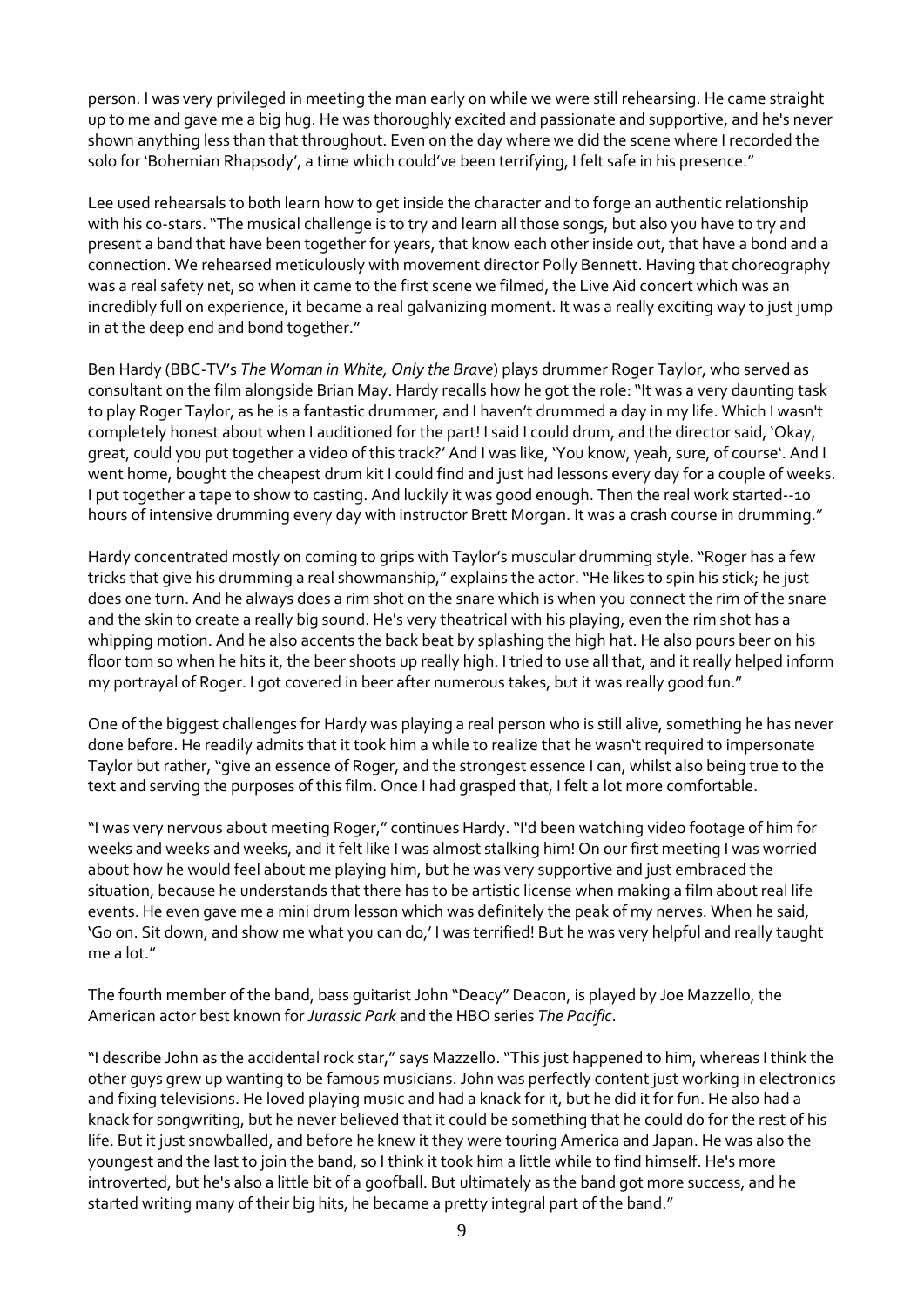person. I was very privileged in meeting the man early on while we were still rehearsing. He came straight up to me and gave me a big hug. He was thoroughly excited and passionate and supportive, and he's never shown anything less than that throughout. Even on the day where we did the scene where I recorded the solo for 'Bohemian Rhapsody', a time which could've been terrifying, I felt safe in his presence."

Lee used rehearsals to both learn how to get inside the character and to forge an authentic relationship with his co-stars. "The musical challenge is to try and learn all those songs, but also you have to try and present a band that have been together for years, that know each other inside out, that have a bond and a connection. We rehearsed meticulously with movement director Polly Bennett. Having that choreography was a real safety net, so when it came to the first scene we filmed, the Live Aid concert which was an incredibly full on experience, it became a real galvanizing moment. It was a really exciting way to just jump in at the deep end and bond together."

Ben Hardy (BBC-TV's *The Woman in White, Only the Brave*) plays drummer Roger Taylor, who served as consultant on the film alongside Brian May. Hardy recalls how he got the role: "It was a very daunting task to play Roger Taylor, as he is a fantastic drummer, and I haven't drummed a day in my life. Which I wasn't completely honest about when I auditioned for the part! I said I could drum, and the director said, 'Okay, great, could you put together a video of this track?' And I was like, 'You know, yeah, sure, of course'. And I went home, bought the cheapest drum kit I could find and just had lessons every day for a couple of weeks. I put together a tape to show to casting. And luckily it was good enough. Then the real work started--10 hours of intensive drumming every day with instructor Brett Morgan. It was a crash course in drumming."

Hardy concentrated mostly on coming to grips with Taylor's muscular drumming style. "Roger has a few tricks that give his drumming a real showmanship," explains the actor. "He likes to spin his stick; he just does one turn. And he always does a rim shot on the snare which is when you connect the rim of the snare and the skin to create a really big sound. He's very theatrical with his playing, even the rim shot has a whipping motion. And he also accents the back beat by splashing the high hat. He also pours beer on his floor tom so when he hits it, the beer shoots up really high. I tried to use all that, and it really helped inform my portrayal of Roger. I got covered in beer after numerous takes, but it was really good fun."

One of the biggest challenges for Hardy was playing a real person who is still alive, something he has never done before. He readily admits that it took him a while to realize that he wasn't required to impersonate Taylor but rather, "give an essence of Roger, and the strongest essence I can, whilst also being true to the text and serving the purposes of this film. Once I had grasped that, I felt a lot more comfortable.

"I was very nervous about meeting Roger," continues Hardy. "I'd been watching video footage of him for weeks and weeks and weeks, and it felt like I was almost stalking him! On our first meeting I was worried about how he would feel about me playing him, but he was very supportive and just embraced the situation, because he understands that there has to be artistic license when making a film about real life events. He even gave me a mini drum lesson which was definitely the peak of my nerves. When he said, 'Go on. Sit down, and show me what you can do,' I was terrified! But he was very helpful and really taught me a lot."

The fourth member of the band, bass guitarist John "Deacy" Deacon, is played by Joe Mazzello, the American actor best known for *Jurassic Park* and the HBO series *The Pacific*.

"I describe John as the accidental rock star," says Mazzello. "This just happened to him, whereas I think the other guys grew up wanting to be famous musicians. John was perfectly content just working in electronics and fixing televisions. He loved playing music and had a knack for it, but he did it for fun. He also had a knack for songwriting, but he never believed that it could be something that he could do for the rest of his life. But it just snowballed, and before he knew it they were touring America and Japan. He was also the youngest and the last to join the band, so I think it took him a little while to find himself. He's more introverted, but he's also a little bit of a goofball. But ultimately as the band got more success, and he started writing many of their big hits, he became a pretty integral part of the band."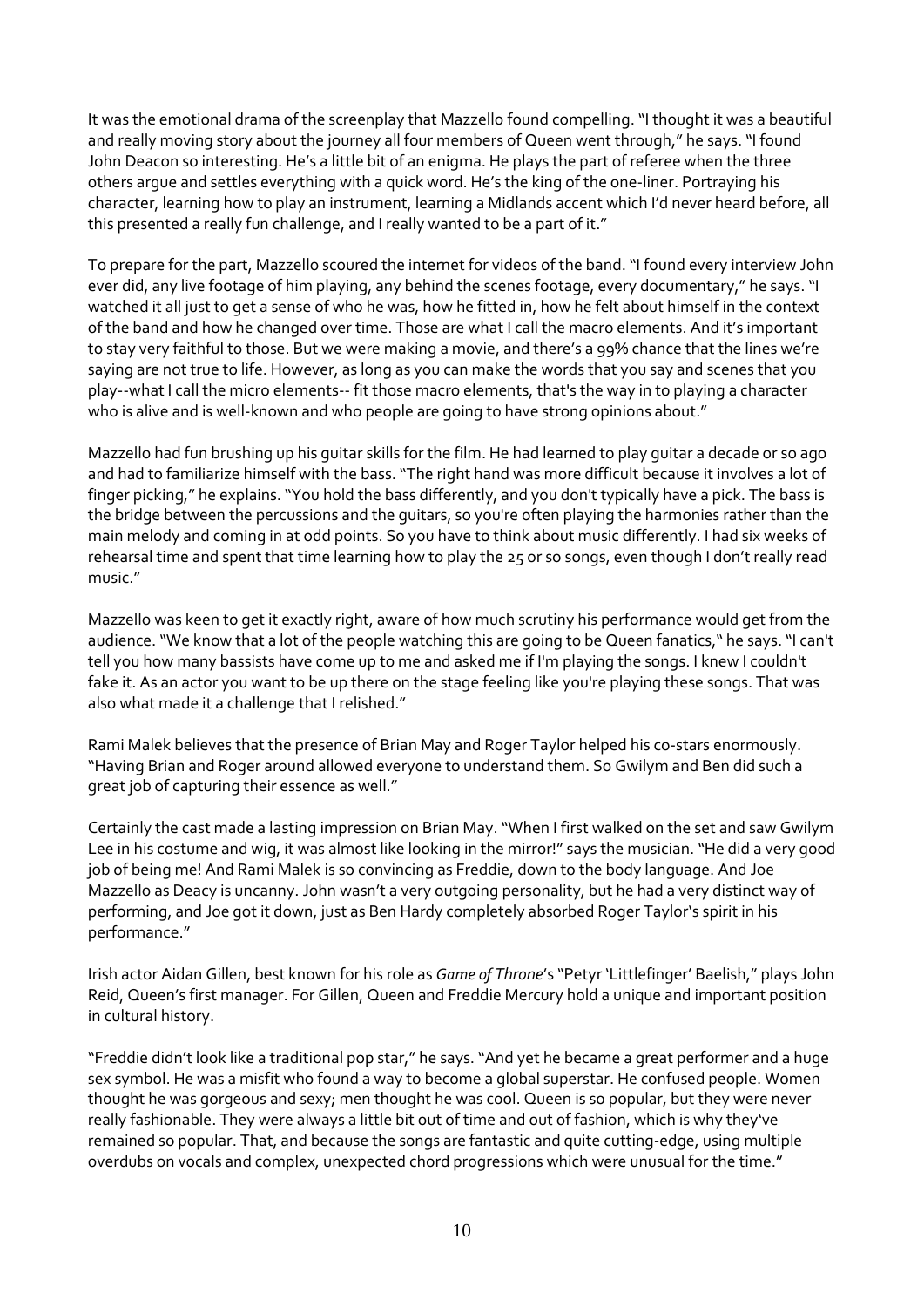It was the emotional drama of the screenplay that Mazzello found compelling. "I thought it was a beautiful and really moving story about the journey all four members of Queen went through," he says. "I found John Deacon so interesting. He's a little bit of an enigma. He plays the part of referee when the three others argue and settles everything with a quick word. He's the king of the one-liner. Portraying his character, learning how to play an instrument, learning a Midlands accent which I'd never heard before, all this presented a really fun challenge, and I really wanted to be a part of it."

To prepare for the part, Mazzello scoured the internet for videos of the band. "I found every interview John ever did, any live footage of him playing, any behind the scenes footage, every documentary," he says. "I watched it all just to get a sense of who he was, how he fitted in, how he felt about himself in the context of the band and how he changed over time. Those are what I call the macro elements. And it's important to stay very faithful to those. But we were making a movie, and there's a 99% chance that the lines we're saying are not true to life. However, as long as you can make the words that you say and scenes that you play--what I call the micro elements-- fit those macro elements, that's the way in to playing a character who is alive and is well-known and who people are going to have strong opinions about."

Mazzello had fun brushing up his guitar skills for the film. He had learned to play guitar a decade or so ago and had to familiarize himself with the bass. "The right hand was more difficult because it involves a lot of finger picking," he explains. "You hold the bass differently, and you don't typically have a pick. The bass is the bridge between the percussions and the guitars, so you're often playing the harmonies rather than the main melody and coming in at odd points. So you have to think about music differently. I had six weeks of rehearsal time and spent that time learning how to play the 25 or so songs, even though I don't really read music."

Mazzello was keen to get it exactly right, aware of how much scrutiny his performance would get from the audience. "We know that a lot of the people watching this are going to be Queen fanatics," he says. "I can't tell you how many bassists have come up to me and asked me if I'm playing the songs. I knew I couldn't fake it. As an actor you want to be up there on the stage feeling like you're playing these songs. That was also what made it a challenge that I relished."

Rami Malek believes that the presence of Brian May and Roger Taylor helped his co-stars enormously. "Having Brian and Roger around allowed everyone to understand them. So Gwilym and Ben did such a great job of capturing their essence as well."

Certainly the cast made a lasting impression on Brian May. "When I first walked on the set and saw Gwilym Lee in his costume and wig, it was almost like looking in the mirror!" says the musician. "He did a very good job of being me! And Rami Malek is so convincing as Freddie, down to the body language. And Joe Mazzello as Deacy is uncanny. John wasn't a very outgoing personality, but he had a very distinct way of performing, and Joe got it down, just as Ben Hardy completely absorbed Roger Taylor's spirit in his performance."

Irish actor Aidan Gillen, best known for his role as *Game of Throne*'s "Petyr 'Littlefinger' Baelish," plays John Reid, Queen's first manager. For Gillen, Queen and Freddie Mercury hold a unique and important position in cultural history.

"Freddie didn't look like a traditional pop star," he says. "And yet he became a great performer and a huge sex symbol. He was a misfit who found a way to become a global superstar. He confused people. Women thought he was gorgeous and sexy; men thought he was cool. Queen is so popular, but they were never really fashionable. They were always a little bit out of time and out of fashion, which is why they've remained so popular. That, and because the songs are fantastic and quite cutting-edge, using multiple overdubs on vocals and complex, unexpected chord progressions which were unusual for the time."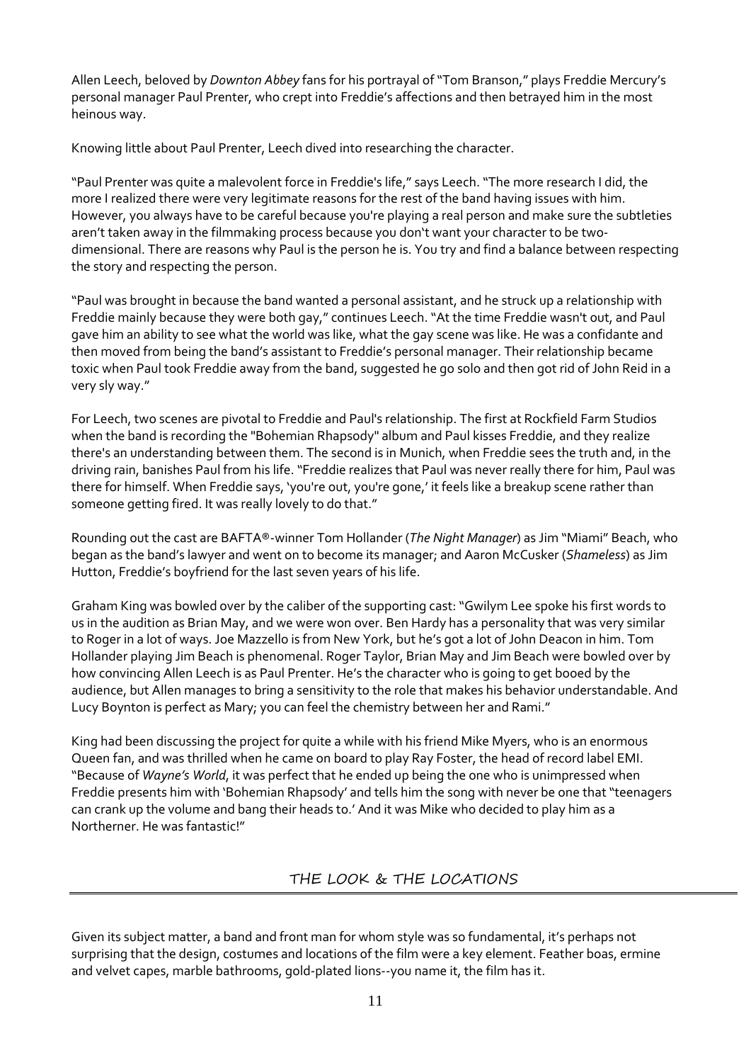Allen Leech, beloved by *Downton Abbey* fans for his portrayal of "Tom Branson," plays Freddie Mercury's personal manager Paul Prenter, who crept into Freddie's affections and then betrayed him in the most heinous way.

Knowing little about Paul Prenter, Leech dived into researching the character.

"Paul Prenter was quite a malevolent force in Freddie's life," says Leech. "The more research I did, the more I realized there were very legitimate reasons for the rest of the band having issues with him. However, you always have to be careful because you're playing a real person and make sure the subtleties aren't taken away in the filmmaking process because you don't want your character to be two-dimensional. There are reasons why Paul is the person he is. You try and find a balance between respecting the story and respecting the person.

"Paul was brought in because the band wanted a personal assistant, and he struck up a relationship with Freddie mainly because they were both gay," continues Leech. "At the time Freddie wasn't out, and Paul gave him an ability to see what the world was like, what the gay scene was like. He was a confidante and then moved from being the band's assistant to Freddie's personal manager. Their relationship became toxic when Paul took Freddie away from the band, suggested he go solo and then got rid of John Reid in a very sly way."

For Leech, two scenes are pivotal to Freddie and Paul's relationship. The first at Rockfield Farm Studios when the band is recording the "Bohemian Rhapsody" album and Paul kisses Freddie, and they realize there's an understanding between them. The second is in Munich, when Freddie sees the truth and, in the driving rain, banishes Paul from his life. "Freddie realizes that Paul was never really there for him, Paul was there for himself. When Freddie says, 'you're out, you're gone,' it feels like a breakup scene rather than someone getting fired. It was really lovely to do that."

Rounding out the cast are BAFTA®-winner Tom Hollander (*The Night Manager*) as Jim "Miami" Beach, who began as the band's lawyer and went on to become its manager; and Aaron McCusker (*Shameless*) as Jim Hutton, Freddie's boyfriend for the last seven years of his life.

Graham King was bowled over by the caliber of the supporting cast: "Gwilym Lee spoke his first words to us in the audition as Brian May, and we were won over. Ben Hardy has a personality that was very similar to Roger in a lot of ways. Joe Mazzello is from New York, but he's got a lot of John Deacon in him. Tom Hollander playing Jim Beach is phenomenal. Roger Taylor, Brian May and Jim Beach were bowled over by how convincing Allen Leech is as Paul Prenter. He's the character who is going to get booed by the audience, but Allen manages to bring a sensitivity to the role that makes his behavior understandable. And Lucy Boynton is perfect as Mary; you can feel the chemistry between her and Rami."

King had been discussing the project for quite a while with his friend Mike Myers, who is an enormous Queen fan, and was thrilled when he came on board to play Ray Foster, the head of record label EMI. "Because of *Wayne's World*, it was perfect that he ended up being the one who is unimpressed when Freddie presents him with 'Bohemian Rhapsody' and tells him the song with never be one that "teenagers can crank up the volume and bang their heads to.' And it was Mike who decided to play him as a Northerner. He was fantastic!"

## THE LOOK & THE LOCATIONS

Given its subject matter, a band and front man for whom style was so fundamental, it's perhaps not surprising that the design, costumes and locations of the film were a key element. Feather boas, ermine and velvet capes, marble bathrooms, gold-plated lions--you name it, the film has it.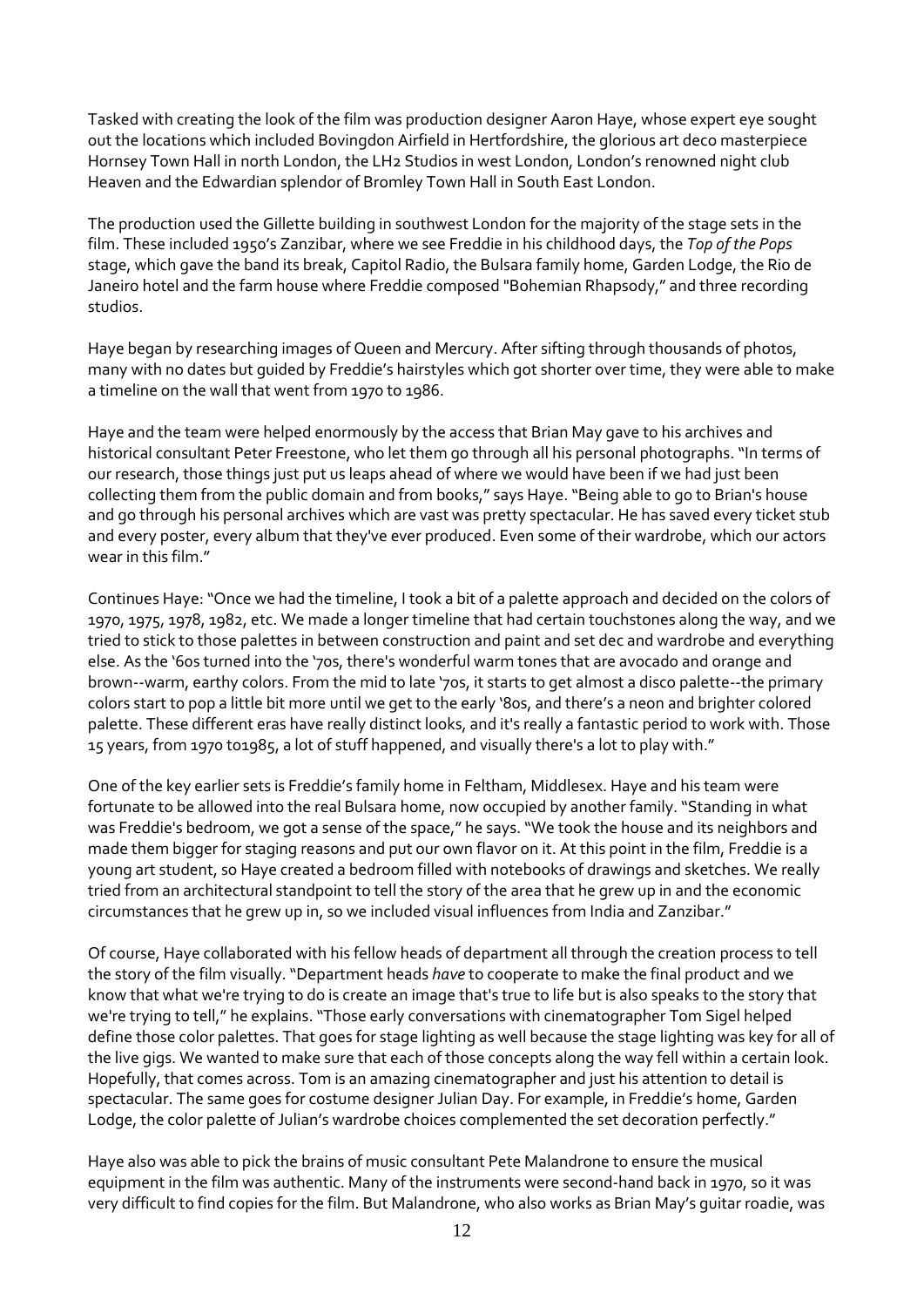Tasked with creating the look of the film was production designer Aaron Haye, whose expert eye sought out the locations which included Bovingdon Airfield in Hertfordshire, the glorious art deco masterpiece Hornsey Town Hall in north London, the LH2 Studios in west London, London's renowned night club Heaven and the Edwardian splendor of Bromley Town Hall in South East London.

The production used the Gillette building in southwest London for the majority of the stage sets in the film. These included 1950's Zanzibar, where we see Freddie in his childhood days, the *Top of the Pops* stage, which gave the band its break, Capitol Radio, the Bulsara family home, Garden Lodge, the Rio de Janeiro hotel and the farm house where Freddie composed "Bohemian Rhapsody," and three recording studios.

Haye began by researching images of Queen and Mercury. After sifting through thousands of photos, many with no dates but guided by Freddie's hairstyles which got shorter over time, they were able to make a timeline on the wall that went from 1970 to 1986.

Haye and the team were helped enormously by the access that Brian May gave to his archives and historical consultant Peter Freestone, who let them go through all his personal photographs. "In terms of our research, those things just put us leaps ahead of where we would have been if we had just been collecting them from the public domain and from books," says Haye. "Being able to go to Brian's house and go through his personal archives which are vast was pretty spectacular. He has saved every ticket stub and every poster, every album that they've ever produced. Even some of their wardrobe, which our actors wear in this film."

Continues Haye: "Once we had the timeline, I took a bit of a palette approach and decided on the colors of 1970, 1975, 1978, 1982, etc. We made a longer timeline that had certain touchstones along the way, and we tried to stick to those palettes in between construction and paint and set dec and wardrobe and everything else. As the '60s turned into the '70s, there's wonderful warm tones that are avocado and orange and brown--warm, earthy colors. From the mid to late '70s, it starts to get almost a disco palette--the primary colors start to pop a little bit more until we get to the early '80s, and there's a neon and brighter colored palette. These different eras have really distinct looks, and it's really a fantastic period to work with. Those 15 years, from 1970 to1985, a lot of stuff happened, and visually there's a lot to play with."

One of the key earlier sets is Freddie's family home in Feltham, Middlesex. Haye and his team were fortunate to be allowed into the real Bulsara home, now occupied by another family. "Standing in what was Freddie's bedroom, we got a sense of the space," he says. "We took the house and its neighbors and made them bigger for staging reasons and put our own flavor on it. At this point in the film, Freddie is a young art student, so Haye created a bedroom filled with notebooks of drawings and sketches. We really tried from an architectural standpoint to tell the story of the area that he grew up in and the economic circumstances that he grew up in, so we included visual influences from India and Zanzibar."

Of course, Haye collaborated with his fellow heads of department all through the creation process to tell the story of the film visually. "Department heads *have* to cooperate to make the final product and we know that what we're trying to do is create an image that's true to life but is also speaks to the story that we're trying to tell," he explains. "Those early conversations with cinematographer Tom Sigel helped define those color palettes. That goes for stage lighting as well because the stage lighting was key for all of the live gigs. We wanted to make sure that each of those concepts along the way fell within a certain look. Hopefully, that comes across. Tom is an amazing cinematographer and just his attention to detail is spectacular. The same goes for costume designer Julian Day. For example, in Freddie's home, Garden Lodge, the color palette of Julian's wardrobe choices complemented the set decoration perfectly."

Haye also was able to pick the brains of music consultant Pete Malandrone to ensure the musical equipment in the film was authentic. Many of the instruments were second-hand back in 1970, so it was very difficult to find copies for the film. But Malandrone, who also works as Brian May's guitar roadie, was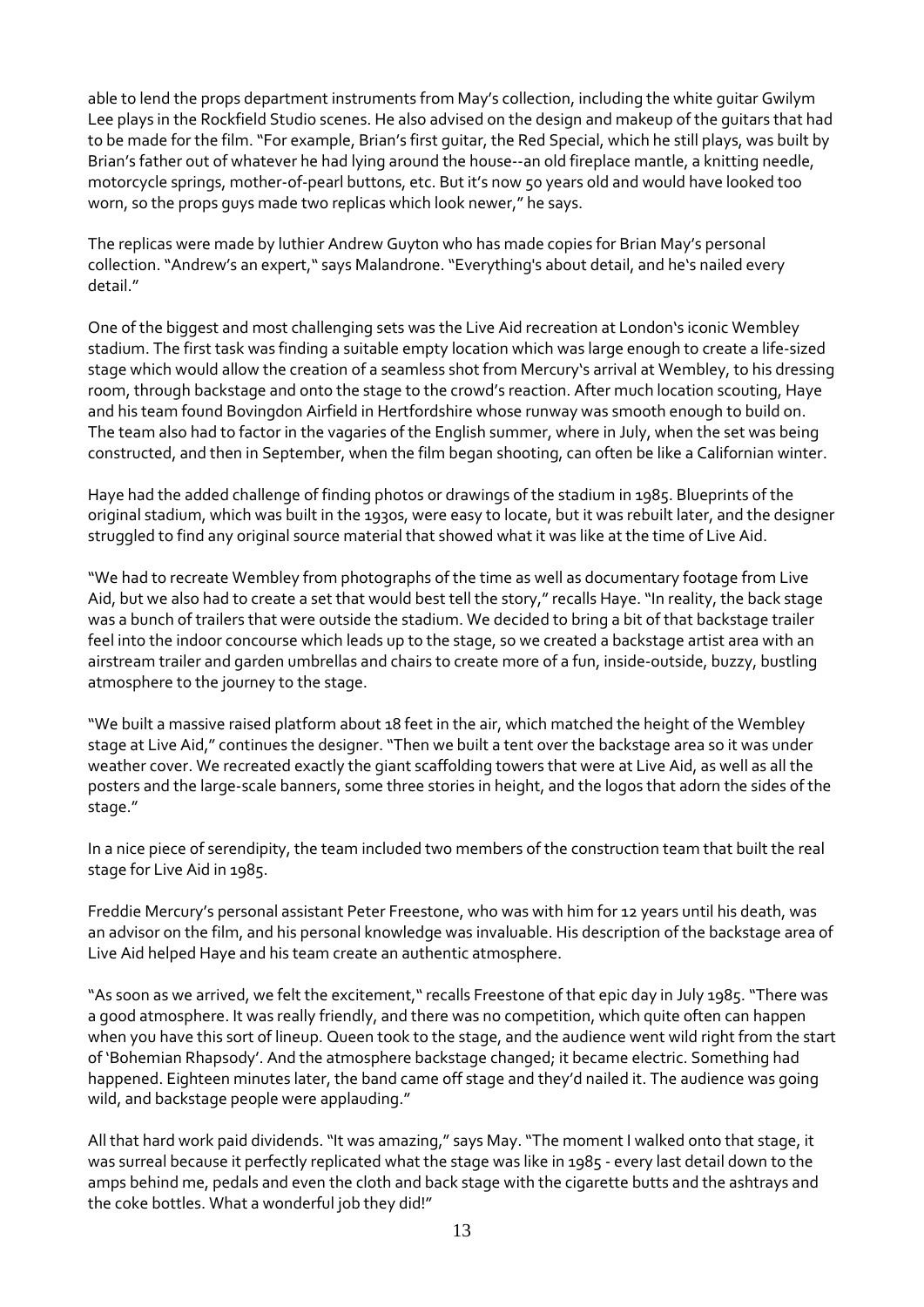able to lend the props department instruments from May's collection, including the white guitar Gwilym Lee plays in the Rockfield Studio scenes. He also advised on the design and makeup of the guitars that had to be made for the film. "For example, Brian's first guitar, the Red Special, which he still plays, was built by Brian's father out of whatever he had lying around the house--an old fireplace mantle, a knitting needle, motorcycle springs, mother-of-pearl buttons, etc. But it's now 50 years old and would have looked too worn, so the props guys made two replicas which look newer," he says.

The replicas were made by luthier Andrew Guyton who has made copies for Brian May's personal collection. "Andrew's an expert," says Malandrone. "Everything's about detail, and he's nailed every detail."

One of the biggest and most challenging sets was the Live Aid recreation at London's iconic Wembley stadium. The first task was finding a suitable empty location which was large enough to create a life-sized stage which would allow the creation of a seamless shot from Mercury's arrival at Wembley, to his dressing room, through backstage and onto the stage to the crowd's reaction. After much location scouting, Haye and his team found Bovingdon Airfield in Hertfordshire whose runway was smooth enough to build on. The team also had to factor in the vagaries of the English summer, where in July, when the set was being constructed, and then in September, when the film began shooting, can often be like a Californian winter.

Haye had the added challenge of finding photos or drawings of the stadium in 1985. Blueprints of the original stadium, which was built in the 1930s, were easy to locate, but it was rebuilt later, and the designer struggled to find any original source material that showed what it was like at the time of Live Aid.

"We had to recreate Wembley from photographs of the time as well as documentary footage from Live Aid, but we also had to create a set that would best tell the story," recalls Haye. "In reality, the back stage was a bunch of trailers that were outside the stadium. We decided to bring a bit of that backstage trailer feel into the indoor concourse which leads up to the stage, so we created a backstage artist area with an airstream trailer and garden umbrellas and chairs to create more of a fun, inside-outside, buzzy, bustling atmosphere to the journey to the stage.

"We built a massive raised platform about 18 feet in the air, which matched the height of the Wembley stage at Live Aid," continues the designer. "Then we built a tent over the backstage area so it was under weather cover. We recreated exactly the giant scaffolding towers that were at Live Aid, as well as all the posters and the large-scale banners, some three stories in height, and the logos that adorn the sides of the stage."

In a nice piece of serendipity, the team included two members of the construction team that built the real stage for Live Aid in 1985.

Freddie Mercury's personal assistant Peter Freestone, who was with him for 12 years until his death, was an advisor on the film, and his personal knowledge was invaluable. His description of the backstage area of Live Aid helped Haye and his team create an authentic atmosphere.

"As soon as we arrived, we felt the excitement," recalls Freestone of that epic day in July 1985. "There was a good atmosphere. It was really friendly, and there was no competition, which quite often can happen when you have this sort of lineup. Queen took to the stage, and the audience went wild right from the start of 'Bohemian Rhapsody'. And the atmosphere backstage changed; it became electric. Something had happened. Eighteen minutes later, the band came off stage and they'd nailed it. The audience was going wild, and backstage people were applauding."

All that hard work paid dividends. "It was amazing," says May. "The moment I walked onto that stage, it was surreal because it perfectly replicated what the stage was like in 1985 - every last detail down to the amps behind me, pedals and even the cloth and back stage with the cigarette butts and the ashtrays and the coke bottles. What a wonderful job they did!"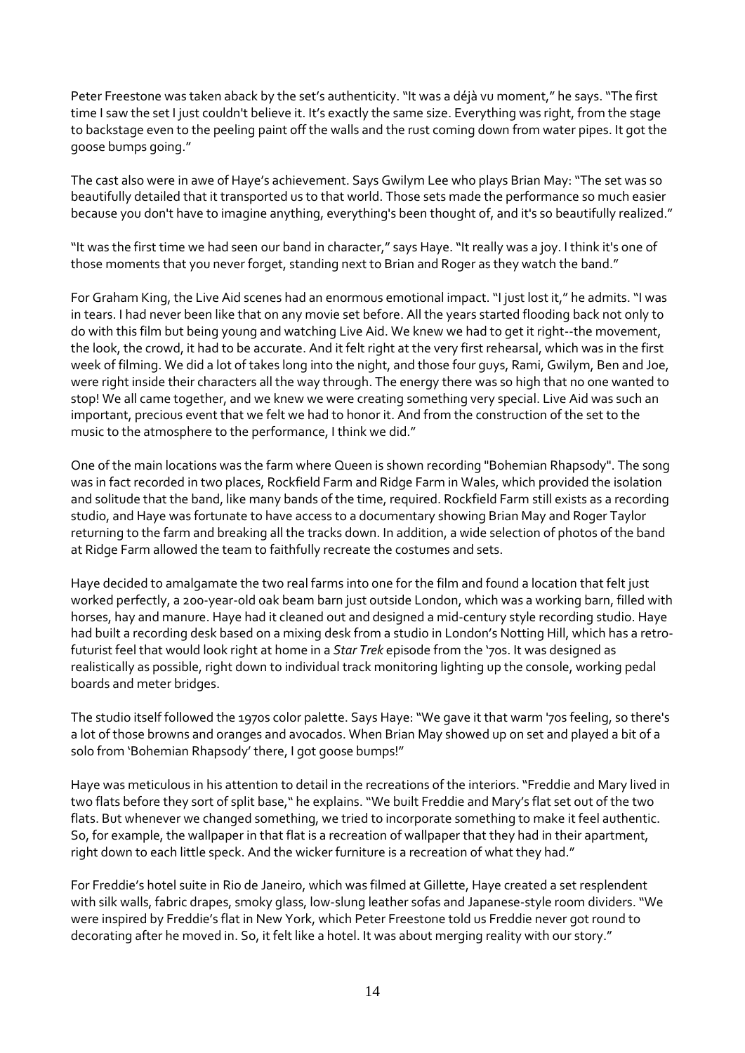Peter Freestone was taken aback by the set's authenticity. "It was a déjà vu moment," he says. "The first time I saw the set I just couldn't believe it. It's exactly the same size. Everything was right, from the stage to backstage even to the peeling paint off the walls and the rust coming down from water pipes. It got the goose bumps going."

The cast also were in awe of Haye's achievement. Says Gwilym Lee who plays Brian May: "The set was so beautifully detailed that it transported us to that world. Those sets made the performance so much easier because you don't have to imagine anything, everything's been thought of, and it's so beautifully realized."

"It was the first time we had seen our band in character," says Haye. "It really was a joy. I think it's one of those moments that you never forget, standing next to Brian and Roger as they watch the band."

For Graham King, the Live Aid scenes had an enormous emotional impact. "I just lost it," he admits. "I was in tears. I had never been like that on any movie set before. All the years started flooding back not only to do with this film but being young and watching Live Aid. We knew we had to get it right--the movement, the look, the crowd, it had to be accurate. And it felt right at the very first rehearsal, which was in the first week of filming. We did a lot of takes long into the night, and those four guys, Rami, Gwilym, Ben and Joe, were right inside their characters all the way through. The energy there was so high that no one wanted to stop! We all came together, and we knew we were creating something very special. Live Aid was such an important, precious event that we felt we had to honor it. And from the construction of the set to the music to the atmosphere to the performance, I think we did."

One of the main locations was the farm where Queen is shown recording "Bohemian Rhapsody". The song was in fact recorded in two places, Rockfield Farm and Ridge Farm in Wales, which provided the isolation and solitude that the band, like many bands of the time, required. Rockfield Farm still exists as a recording studio, and Haye was fortunate to have access to a documentary showing Brian May and Roger Taylor returning to the farm and breaking all the tracks down. In addition, a wide selection of photos of the band at Ridge Farm allowed the team to faithfully recreate the costumes and sets.

Haye decided to amalgamate the two real farms into one for the film and found a location that felt just worked perfectly, a 200-year-old oak beam barn just outside London, which was a working barn, filled with horses, hay and manure. Haye had it cleaned out and designed a mid-century style recording studio. Haye had built a recording desk based on a mixing desk from a studio in London's Notting Hill, which has a retro-futurist feel that would look right at home in a *Star Trek* episode from the '70s. It was designed as realistically as possible, right down to individual track monitoring lighting up the console, working pedal boards and meter bridges.

The studio itself followed the 1970s color palette. Says Haye: "We gave it that warm '70s feeling, so there's a lot of those browns and oranges and avocados. When Brian May showed up on set and played a bit of a solo from 'Bohemian Rhapsody' there, I got goose bumps!"

Haye was meticulous in his attention to detail in the recreations of the interiors. "Freddie and Mary lived in two flats before they sort of split base," he explains. "We built Freddie and Mary's flat set out of the two flats. But whenever we changed something, we tried to incorporate something to make it feel authentic. So, for example, the wallpaper in that flat is a recreation of wallpaper that they had in their apartment, right down to each little speck. And the wicker furniture is a recreation of what they had."

For Freddie's hotel suite in Rio de Janeiro, which was filmed at Gillette, Haye created a set resplendent with silk walls, fabric drapes, smoky glass, low-slung leather sofas and Japanese-style room dividers. "We were inspired by Freddie's flat in New York, which Peter Freestone told us Freddie never got round to decorating after he moved in. So, it felt like a hotel. It was about merging reality with our story."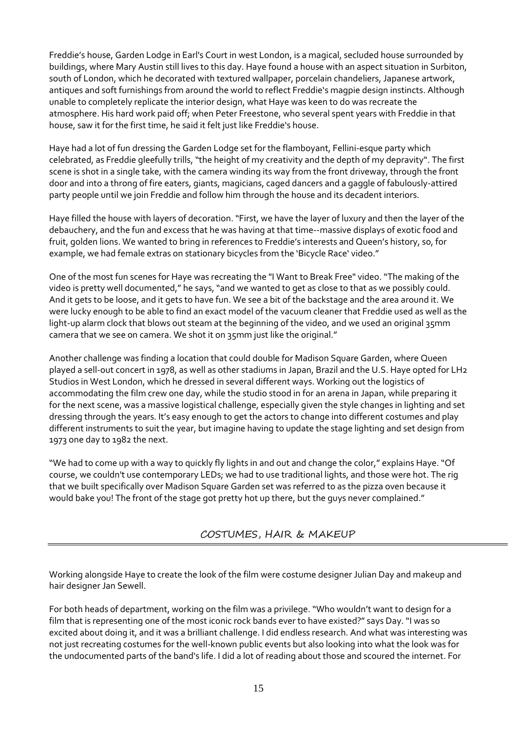Freddie's house, Garden Lodge in Earl's Court in west London, is a magical, secluded house surrounded by buildings, where Mary Austin still lives to this day. Haye found a house with an aspect situation in Surbiton, south of London, which he decorated with textured wallpaper, porcelain chandeliers, Japanese artwork, antiques and soft furnishings from around the world to reflect Freddie's magpie design instincts. Although unable to completely replicate the interior design, what Haye was keen to do was recreate the atmosphere. His hard work paid off; when Peter Freestone, who several spent years with Freddie in that house, saw it for the first time, he said it felt just like Freddie's house.

Haye had a lot of fun dressing the Garden Lodge set for the flamboyant, Fellini-esque party which celebrated, as Freddie gleefully trills, "the height of my creativity and the depth of my depravity". The first scene is shot in a single take, with the camera winding its way from the front driveway, through the front door and into a throng of fire eaters, giants, magicians, caged dancers and a gaggle of fabulously-attired party people until we join Freddie and follow him through the house and its decadent interiors.

Haye filled the house with layers of decoration. "First, we have the layer of luxury and then the layer of the debauchery, and the fun and excess that he was having at that time--massive displays of exotic food and fruit, golden lions. We wanted to bring in references to Freddie's interests and Queen's history, so, for example, we had female extras on stationary bicycles from the 'Bicycle Race' video."

One of the most fun scenes for Haye was recreating the "I Want to Break Free" video. "The making of the video is pretty well documented," he says, "and we wanted to get as close to that as we possibly could. And it gets to be loose, and it gets to have fun. We see a bit of the backstage and the area around it. We were lucky enough to be able to find an exact model of the vacuum cleaner that Freddie used as well as the light-up alarm clock that blows out steam at the beginning of the video, and we used an original 35mm camera that we see on camera. We shot it on 35mm just like the original."

Another challenge was finding a location that could double for Madison Square Garden, where Queen played a sell-out concert in 1978, as well as other stadiums in Japan, Brazil and the U.S. Haye opted for LH2 Studios in West London, which he dressed in several different ways. Working out the logistics of accommodating the film crew one day, while the studio stood in for an arena in Japan, while preparing it for the next scene, was a massive logistical challenge, especially given the style changes in lighting and set dressing through the years. It's easy enough to get the actors to change into different costumes and play different instruments to suit the year, but imagine having to update the stage lighting and set design from 1973 one day to 1982 the next.

"We had to come up with a way to quickly fly lights in and out and change the color," explains Haye. "Of course, we couldn't use contemporary LEDs; we had to use traditional lights, and those were hot. The rig that we built specifically over Madison Square Garden set was referred to as the pizza oven because it would bake you! The front of the stage got pretty hot up there, but the guys never complained."

## COSTUMES, HAIR & MAKEUP

Working alongside Haye to create the look of the film were costume designer Julian Day and makeup and hair designer Jan Sewell.

For both heads of department, working on the film was a privilege. "Who wouldn't want to design for a film that is representing one of the most iconic rock bands ever to have existed?" says Day. "I was so excited about doing it, and it was a brilliant challenge. I did endless research. And what was interesting was not just recreating costumes for the well-known public events but also looking into what the look was for the undocumented parts of the band's life. I did a lot of reading about those and scoured the internet. For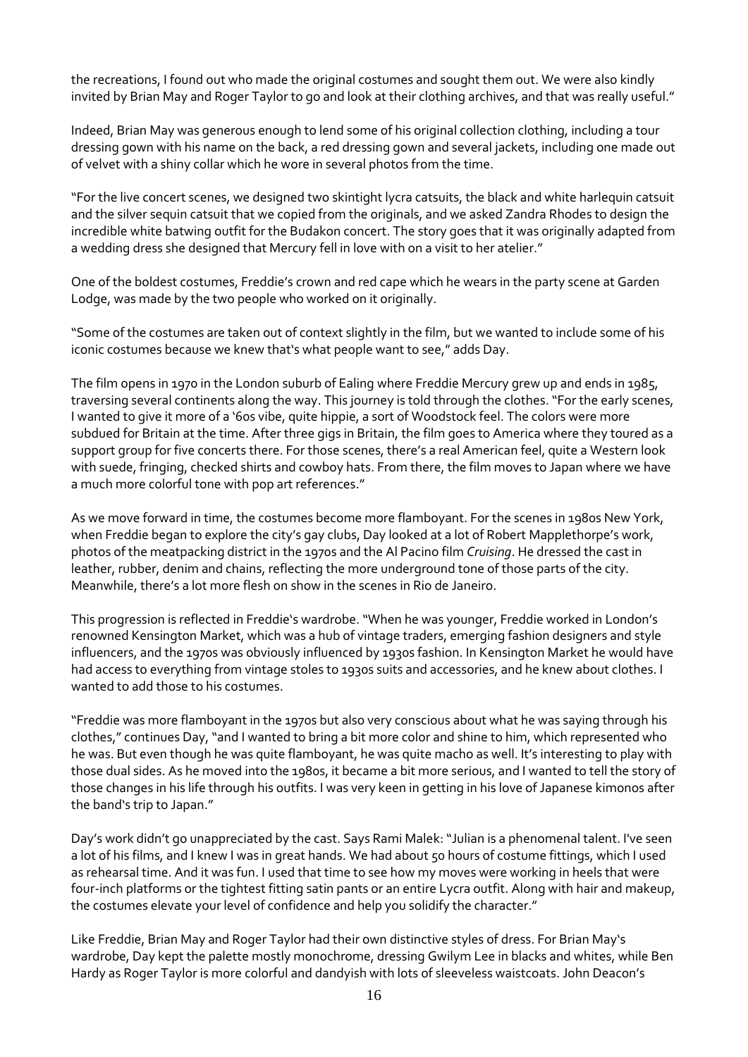the recreations, I found out who made the original costumes and sought them out. We were also kindly invited by Brian May and Roger Taylor to go and look at their clothing archives, and that was really useful."

Indeed, Brian May was generous enough to lend some of his original collection clothing, including a tour dressing gown with his name on the back, a red dressing gown and several jackets, including one made out of velvet with a shiny collar which he wore in several photos from the time.

"For the live concert scenes, we designed two skintight lycra catsuits, the black and white harlequin catsuit and the silver sequin catsuit that we copied from the originals, and we asked Zandra Rhodes to design the incredible white batwing outfit for the Budakon concert. The story goes that it was originally adapted from a wedding dress she designed that Mercury fell in love with on a visit to her atelier."

One of the boldest costumes, Freddie's crown and red cape which he wears in the party scene at Garden Lodge, was made by the two people who worked on it originally.

"Some of the costumes are taken out of context slightly in the film, but we wanted to include some of his iconic costumes because we knew that's what people want to see," adds Day.

The film opens in 1970 in the London suburb of Ealing where Freddie Mercury grew up and ends in 1985, traversing several continents along the way. This journey is told through the clothes. "For the early scenes, I wanted to give it more of a '60s vibe, quite hippie, a sort of Woodstock feel. The colors were more subdued for Britain at the time. After three gigs in Britain, the film goes to America where they toured as a support group for five concerts there. For those scenes, there's a real American feel, quite a Western look with suede, fringing, checked shirts and cowboy hats. From there, the film moves to Japan where we have a much more colorful tone with pop art references."

As we move forward in time, the costumes become more flamboyant. For the scenes in 1980s New York, when Freddie began to explore the city's gay clubs, Day looked at a lot of Robert Mapplethorpe's work, photos of the meatpacking district in the 1970s and the Al Pacino film *Cruising*. He dressed the cast in leather, rubber, denim and chains, reflecting the more underground tone of those parts of the city. Meanwhile, there's a lot more flesh on show in the scenes in Rio de Janeiro.

This progression is reflected in Freddie's wardrobe. "When he was younger, Freddie worked in London's renowned Kensington Market, which was a hub of vintage traders, emerging fashion designers and style influencers, and the 1970s was obviously influenced by 1930s fashion. In Kensington Market he would have had access to everything from vintage stoles to 1930s suits and accessories, and he knew about clothes. I wanted to add those to his costumes.

"Freddie was more flamboyant in the 1970s but also very conscious about what he was saying through his clothes," continues Day, "and I wanted to bring a bit more color and shine to him, which represented who he was. But even though he was quite flamboyant, he was quite macho as well. It's interesting to play with those dual sides. As he moved into the 1980s, it became a bit more serious, and I wanted to tell the story of those changes in his life through his outfits. I was very keen in getting in his love of Japanese kimonos after the band's trip to Japan."

Day's work didn't go unappreciated by the cast. Says Rami Malek: "Julian is a phenomenal talent. I've seen a lot of his films, and I knew I was in great hands. We had about 50 hours of costume fittings, which I used as rehearsal time. And it was fun. I used that time to see how my moves were working in heels that were four-inch platforms or the tightest fitting satin pants or an entire Lycra outfit. Along with hair and makeup, the costumes elevate your level of confidence and help you solidify the character."

Like Freddie, Brian May and Roger Taylor had their own distinctive styles of dress. For Brian May's wardrobe, Day kept the palette mostly monochrome, dressing Gwilym Lee in blacks and whites, while Ben Hardy as Roger Taylor is more colorful and dandyish with lots of sleeveless waistcoats. John Deacon's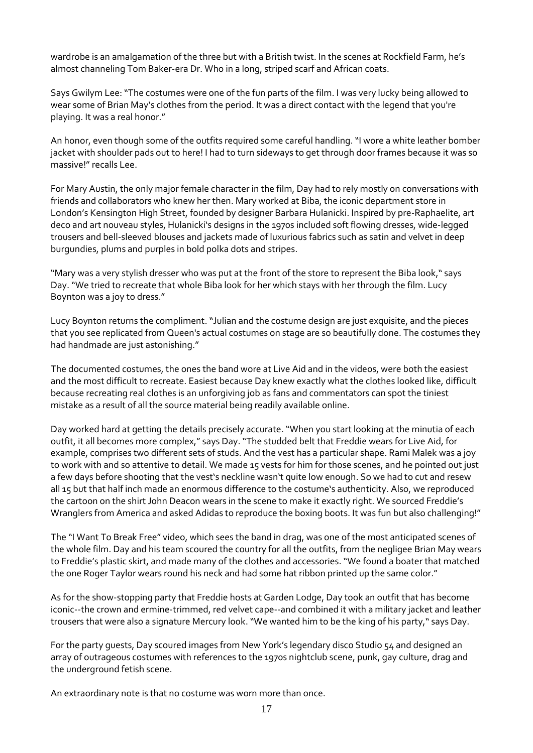wardrobe is an amalgamation of the three but with a British twist. In the scenes at Rockfield Farm, he's almost channeling Tom Baker-era Dr. Who in a long, striped scarf and African coats.

Says Gwilym Lee: "The costumes were one of the fun parts of the film. I was very lucky being allowed to wear some of Brian May's clothes from the period. It was a direct contact with the legend that you're playing. It was a real honor."

An honor, even though some of the outfits required some careful handling. "I wore a white leather bomber jacket with shoulder pads out to here! I had to turn sideways to get through door frames because it was so massive!" recalls Lee.

For Mary Austin, the only major female character in the film, Day had to rely mostly on conversations with friends and collaborators who knew her then. Mary worked at Biba, the iconic department store in London's Kensington High Street, founded by designer Barbara Hulanicki. Inspired by pre-Raphaelite, art deco and art nouveau styles, Hulanicki's designs in the 1970s included soft flowing dresses, wide-legged trousers and bell-sleeved blouses and jackets made of luxurious fabrics such as satin and velvet in deep burgundies, plums and purples in bold polka dots and stripes.

"Mary was a very stylish dresser who was put at the front of the store to represent the Biba look," says Day. "We tried to recreate that whole Biba look for her which stays with her through the film. Lucy Boynton was a joy to dress."

Lucy Boynton returns the compliment. "Julian and the costume design are just exquisite, and the pieces that you see replicated from Queen's actual costumes on stage are so beautifully done. The costumes they had handmade are just astonishing."

The documented costumes, the ones the band wore at Live Aid and in the videos, were both the easiest and the most difficult to recreate. Easiest because Day knew exactly what the clothes looked like, difficult because recreating real clothes is an unforgiving job as fans and commentators can spot the tiniest mistake as a result of all the source material being readily available online.

Day worked hard at getting the details precisely accurate. "When you start looking at the minutia of each outfit, it all becomes more complex," says Day. "The studded belt that Freddie wears for Live Aid, for example, comprises two different sets of studs. And the vest has a particular shape. Rami Malek was a joy to work with and so attentive to detail. We made 15 vests for him for those scenes, and he pointed out just a few days before shooting that the vest's neckline wasn't quite low enough. So we had to cut and resew all 15 but that half inch made an enormous difference to the costume's authenticity. Also, we reproduced the cartoon on the shirt John Deacon wears in the scene to make it exactly right. We sourced Freddie's Wranglers from America and asked Adidas to reproduce the boxing boots. It was fun but also challenging!"

The "I Want To Break Free" video, which sees the band in drag, was one of the most anticipated scenes of the whole film. Day and his team scoured the country for all the outfits, from the negligee Brian May wears to Freddie's plastic skirt, and made many of the clothes and accessories. "We found a boater that matched the one Roger Taylor wears round his neck and had some hat ribbon printed up the same color."

As for the show-stopping party that Freddie hosts at Garden Lodge, Day took an outfit that has become iconic--the crown and ermine-trimmed, red velvet cape--and combined it with a military jacket and leather trousers that were also a signature Mercury look. "We wanted him to be the king of his party," says Day.

For the party guests, Day scoured images from New York's legendary disco Studio 54 and designed an array of outrageous costumes with references to the 1970s nightclub scene, punk, gay culture, drag and the underground fetish scene.

An extraordinary note is that no costume was worn more than once.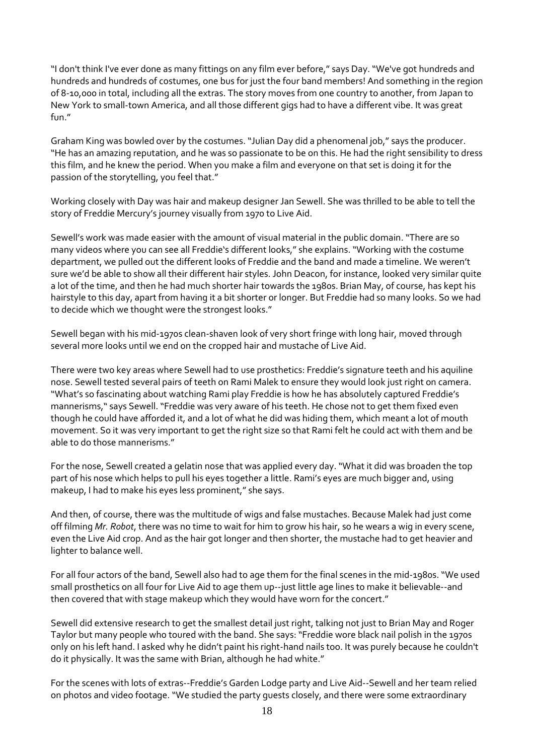"I don't think I've ever done as many fittings on any film ever before," says Day. "We've got hundreds and hundreds and hundreds of costumes, one bus for just the four band members! And something in the region of 8-10,000 in total, including all the extras. The story moves from one country to another, from Japan to New York to small-town America, and all those different gigs had to have a different vibe. It was great fun."

Graham King was bowled over by the costumes. "Julian Day did a phenomenal job," says the producer. "He has an amazing reputation, and he was so passionate to be on this. He had the right sensibility to dress this film, and he knew the period. When you make a film and everyone on that set is doing it for the passion of the storytelling, you feel that."

Working closely with Day was hair and makeup designer Jan Sewell. She was thrilled to be able to tell the story of Freddie Mercury's journey visually from 1970 to Live Aid.

Sewell's work was made easier with the amount of visual material in the public domain. "There are so many videos where you can see all Freddie's different looks," she explains. "Working with the costume department, we pulled out the different looks of Freddie and the band and made a timeline. We weren't sure we'd be able to show all their different hair styles. John Deacon, for instance, looked very similar quite a lot of the time, and then he had much shorter hair towards the 1980s. Brian May, of course, has kept his hairstyle to this day, apart from having it a bit shorter or longer. But Freddie had so many looks. So we had to decide which we thought were the strongest looks."

Sewell began with his mid-1970s clean-shaven look of very short fringe with long hair, moved through several more looks until we end on the cropped hair and mustache of Live Aid.

There were two key areas where Sewell had to use prosthetics: Freddie's signature teeth and his aquiline nose. Sewell tested several pairs of teeth on Rami Malek to ensure they would look just right on camera. "What's so fascinating about watching Rami play Freddie is how he has absolutely captured Freddie's mannerisms," says Sewell. "Freddie was very aware of his teeth. He chose not to get them fixed even though he could have afforded it, and a lot of what he did was hiding them, which meant a lot of mouth movement. So it was very important to get the right size so that Rami felt he could act with them and be able to do those mannerisms."

For the nose, Sewell created a gelatin nose that was applied every day. "What it did was broaden the top part of his nose which helps to pull his eyes together a little. Rami's eyes are much bigger and, using makeup, I had to make his eyes less prominent," she says.

And then, of course, there was the multitude of wigs and false mustaches. Because Malek had just come off filming *Mr. Robot*, there was no time to wait for him to grow his hair, so he wears a wig in every scene, even the Live Aid crop. And as the hair got longer and then shorter, the mustache had to get heavier and lighter to balance well.

For all four actors of the band, Sewell also had to age them for the final scenes in the mid-1980s. "We used small prosthetics on all four for Live Aid to age them up--just little age lines to make it believable--and then covered that with stage makeup which they would have worn for the concert."

Sewell did extensive research to get the smallest detail just right, talking not just to Brian May and Roger Taylor but many people who toured with the band. She says: "Freddie wore black nail polish in the 1970s only on his left hand. I asked why he didn't paint his right-hand nails too. It was purely because he couldn't do it physically. It was the same with Brian, although he had white."

For the scenes with lots of extras--Freddie's Garden Lodge party and Live Aid--Sewell and her team relied on photos and video footage. "We studied the party guests closely, and there were some extraordinary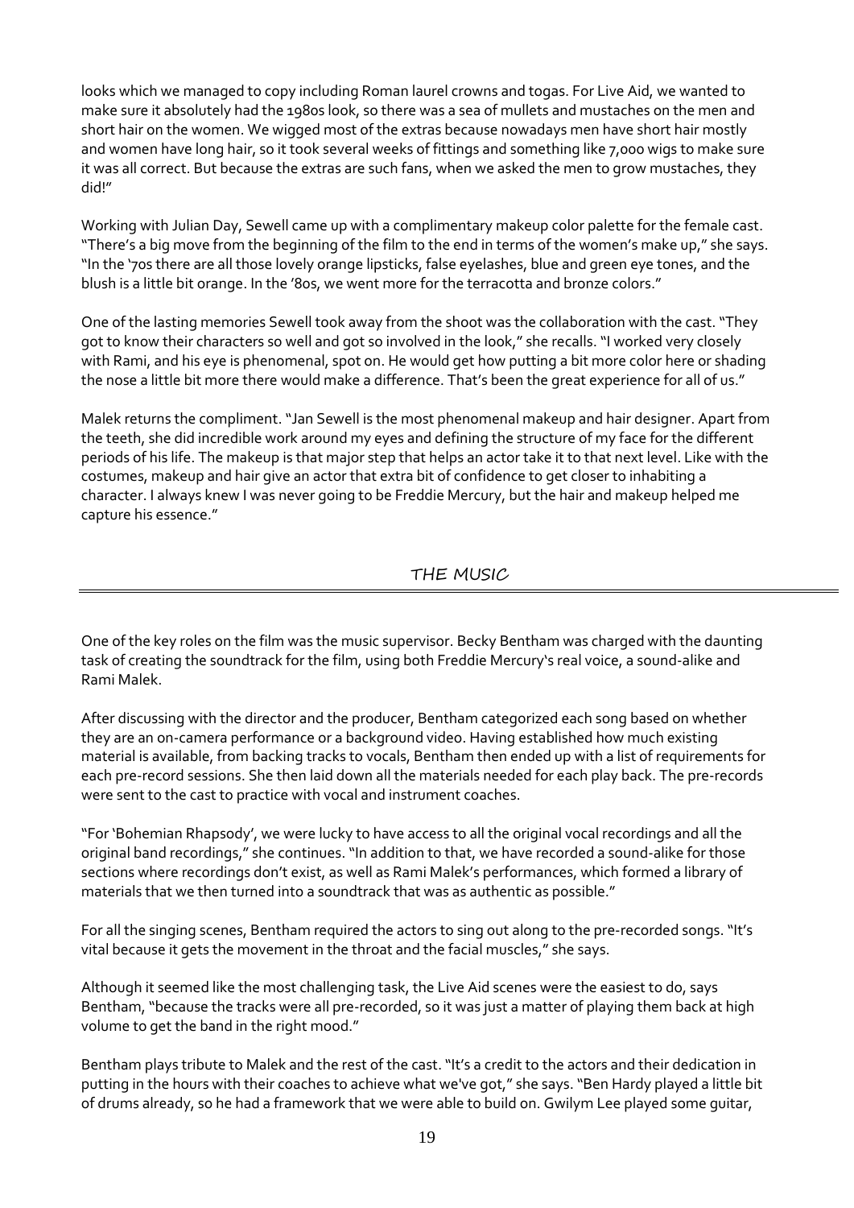looks which we managed to copy including Roman laurel crowns and togas. For Live Aid, we wanted to make sure it absolutely had the 1980s look, so there was a sea of mullets and mustaches on the men and short hair on the women. We wigged most of the extras because nowadays men have short hair mostly and women have long hair, so it took several weeks of fittings and something like 7,000 wigs to make sure it was all correct. But because the extras are such fans, when we asked the men to grow mustaches, they did!"

Working with Julian Day, Sewell came up with a complimentary makeup color palette for the female cast. "There's a big move from the beginning of the film to the end in terms of the women's make up," she says. "In the '70s there are all those lovely orange lipsticks, false eyelashes, blue and green eye tones, and the blush is a little bit orange. In the '80s, we went more for the terracotta and bronze colors."

One of the lasting memories Sewell took away from the shoot was the collaboration with the cast. "They got to know their characters so well and got so involved in the look," she recalls. "I worked very closely with Rami, and his eye is phenomenal, spot on. He would get how putting a bit more color here or shading the nose a little bit more there would make a difference. That's been the great experience for all of us."

Malek returns the compliment. "Jan Sewell is the most phenomenal makeup and hair designer. Apart from the teeth, she did incredible work around my eyes and defining the structure of my face for the different periods of his life. The makeup is that major step that helps an actor take it to that next level. Like with the costumes, makeup and hair give an actor that extra bit of confidence to get closer to inhabiting a character. I always knew I was never going to be Freddie Mercury, but the hair and makeup helped me capture his essence."

## THE MUSIC

One of the key roles on the film was the music supervisor. Becky Bentham was charged with the daunting task of creating the soundtrack for the film, using both Freddie Mercury's real voice, a sound-alike and Rami Malek.

After discussing with the director and the producer, Bentham categorized each song based on whether they are an on-camera performance or a background video. Having established how much existing material is available, from backing tracks to vocals, Bentham then ended up with a list of requirements for each pre-record sessions. She then laid down all the materials needed for each play back. The pre-records were sent to the cast to practice with vocal and instrument coaches.

"For 'Bohemian Rhapsody', we were lucky to have access to all the original vocal recordings and all the original band recordings," she continues. "In addition to that, we have recorded a sound-alike for those sections where recordings don't exist, as well as Rami Malek's performances, which formed a library of materials that we then turned into a soundtrack that was as authentic as possible."

For all the singing scenes, Bentham required the actors to sing out along to the pre-recorded songs. "It's vital because it gets the movement in the throat and the facial muscles," she says.

Although it seemed like the most challenging task, the Live Aid scenes were the easiest to do, says Bentham, "because the tracks were all pre-recorded, so it was just a matter of playing them back at high volume to get the band in the right mood."

Bentham plays tribute to Malek and the rest of the cast. "It's a credit to the actors and their dedication in putting in the hours with their coaches to achieve what we've got," she says. "Ben Hardy played a little bit of drums already, so he had a framework that we were able to build on. Gwilym Lee played some guitar,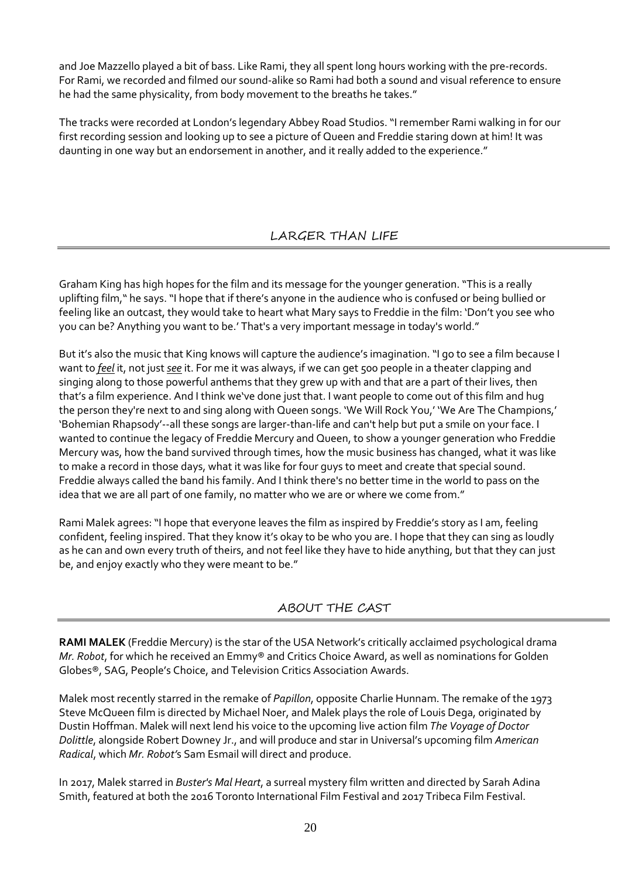and Joe Mazzello played a bit of bass. Like Rami, they all spent long hours working with the pre-records. For Rami, we recorded and filmed our sound-alike so Rami had both a sound and visual reference to ensure he had the same physicality, from body movement to the breaths he takes."

The tracks were recorded at London's legendary Abbey Road Studios. "I remember Rami walking in for our first recording session and looking up to see a picture of Queen and Freddie staring down at him! It was daunting in one way but an endorsement in another, and it really added to the experience."

## LARGER THAN LIFE

Graham King has high hopes for the film and its message for the younger generation. "This is a really uplifting film," he says. "I hope that if there's anyone in the audience who is confused or being bullied or feeling like an outcast, they would take to heart what Mary says to Freddie in the film: 'Don't you see who you can be? Anything you want to be.' That's a very important message in today's world."

But it's also the music that King knows will capture the audience's imagination. "I go to see a film because I want to ***feel*** it, not just ***see*** it. For me it was always, if we can get 500 people in a theater clapping and singing along to those powerful anthems that they grew up with and that are a part of their lives, then that's a film experience. And I think we've done just that. I want people to come out of this film and hug the person they're next to and sing along with Queen songs. 'We Will Rock You,' 'We Are The Champions,' 'Bohemian Rhapsody'--all these songs are larger-than-life and can't help but put a smile on your face. I wanted to continue the legacy of Freddie Mercury and Queen, to show a younger generation who Freddie Mercury was, how the band survived through times, how the music business has changed, what it was like to make a record in those days, what it was like for four guys to meet and create that special sound. Freddie always called the band his family. And I think there's no better time in the world to pass on the idea that we are all part of one family, no matter who we are or where we come from."

Rami Malek agrees: "I hope that everyone leaves the film as inspired by Freddie's story as I am, feeling confident, feeling inspired. That they know it's okay to be who you are. I hope that they can sing as loudly as he can and own every truth of theirs, and not feel like they have to hide anything, but that they can just be, and enjoy exactly who they were meant to be."

## ABOUT THE CAST

**RAMI MALEK** (Freddie Mercury) is the star of the USA Network's critically acclaimed psychological drama *Mr. Robot*, for which he received an Emmy® and Critics Choice Award, as well as nominations for Golden Globes®, SAG, People's Choice, and Television Critics Association Awards.

Malek most recently starred in the remake of *Papillon*, opposite Charlie Hunnam. The remake of the 1973 Steve McQueen film is directed by Michael Noer, and Malek plays the role of Louis Dega, originated by Dustin Hoffman. Malek will next lend his voice to the upcoming live action film *The Voyage of Doctor Dolittle*, alongside Robert Downey Jr., and will produce and star in Universal's upcoming film *American Radical*, which *Mr. Robot*'s Sam Esmail will direct and produce.

In 2017, Malek starred in *Buster's Mal Heart*, a surreal mystery film written and directed by Sarah Adina Smith, featured at both the 2016 Toronto International Film Festival and 2017 Tribeca Film Festival.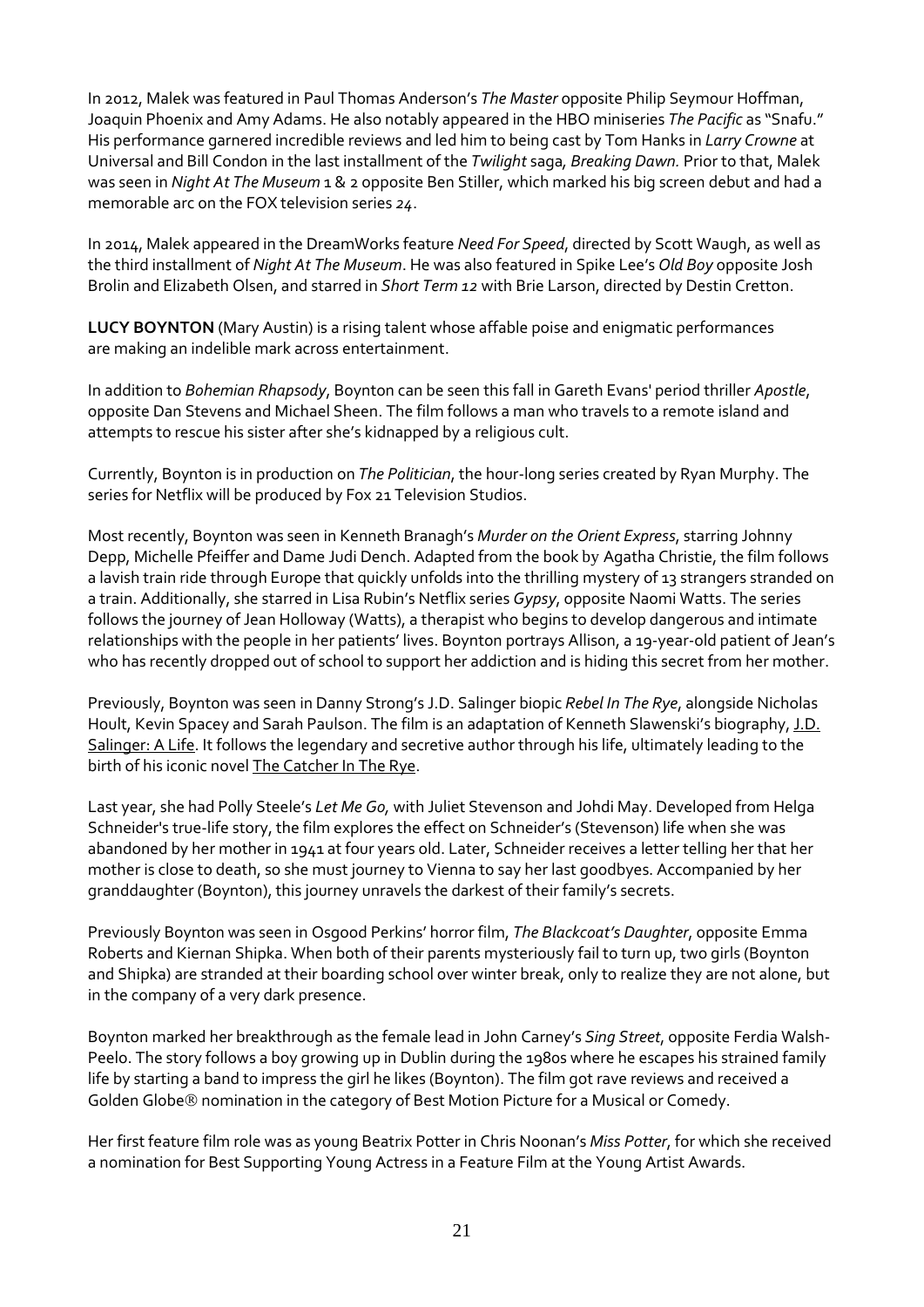In 2012, Malek was featured in Paul Thomas Anderson's *The Master* opposite Philip Seymour Hoffman, Joaquin Phoenix and Amy Adams. He also notably appeared in the HBO miniseries *The Pacific* as "Snafu." His performance garnered incredible reviews and led him to being cast by Tom Hanks in *Larry Crowne* at Universal and Bill Condon in the last installment of the *Twilight* saga*, Breaking Dawn.* Prior to that, Malek was seen in *Night At The Museum* 1 & 2 opposite Ben Stiller, which marked his big screen debut and had a memorable arc on the FOX television series *24*.

In 2014, Malek appeared in the DreamWorks feature *Need For Speed*, directed by Scott Waugh, as well as the third installment of *Night At The Museum*. He was also featured in Spike Lee's *Old Boy* opposite Josh Brolin and Elizabeth Olsen, and starred in *Short Term 12* with Brie Larson, directed by Destin Cretton.

**LUCY BOYNTON** (Mary Austin) is a rising talent whose affable poise and enigmatic performances are making an indelible mark across entertainment.

In addition to *Bohemian Rhapsody*, Boynton can be seen this fall in Gareth Evans' period thriller *Apostle*, opposite Dan Stevens and Michael Sheen. The film follows a man who travels to a remote island and attempts to rescue his sister after she's kidnapped by a religious cult.

Currently, Boynton is in production on *The Politician*, the hour-long series created by Ryan Murphy. The series for Netflix will be produced by Fox 21 Television Studios.

Most recently, Boynton was seen in Kenneth Branagh's *Murder on the Orient Express*, starring Johnny Depp, Michelle Pfeiffer and Dame Judi Dench. Adapted from the book by Agatha Christie, the film follows a lavish train ride through Europe that quickly unfolds into the thrilling mystery of 13 strangers stranded on a train. Additionally, she starred in Lisa Rubin's Netflix series *Gypsy*, opposite Naomi Watts. The series follows the journey of Jean Holloway (Watts), a therapist who begins to develop dangerous and intimate relationships with the people in her patients' lives. Boynton portrays Allison, a 19-year-old patient of Jean's who has recently dropped out of school to support her addiction and is hiding this secret from her mother.

Previously, Boynton was seen in Danny Strong's J.D. Salinger biopic *Rebel In The Rye*, alongside Nicholas Hoult, Kevin Spacey and Sarah Paulson. The film is an adaptation of Kenneth Slawenski's biography, J.D. Salinger: A Life. It follows the legendary and secretive author through his life, ultimately leading to the birth of his iconic novel The Catcher In The Rye.

Last year, she had Polly Steele's *Let Me Go,* with Juliet Stevenson and Johdi May. Developed from Helga Schneider's true-life story, the film explores the effect on Schneider's (Stevenson) life when she was abandoned by her mother in 1941 at four years old. Later, Schneider receives a letter telling her that her mother is close to death, so she must journey to Vienna to say her last goodbyes. Accompanied by her granddaughter (Boynton), this journey unravels the darkest of their family's secrets.

Previously Boynton was seen in Osgood Perkins' horror film, *The Blackcoat's Daughter*, opposite Emma Roberts and Kiernan Shipka. When both of their parents mysteriously fail to turn up, two girls (Boynton and Shipka) are stranded at their boarding school over winter break, only to realize they are not alone, but in the company of a very dark presence.

Boynton marked her breakthrough as the female lead in John Carney's *Sing Street*, opposite Ferdia Walsh-Peelo. The story follows a boy growing up in Dublin during the 1980s where he escapes his strained family life by starting a band to impress the girl he likes (Boynton). The film got rave reviews and received a Golden Globe® nomination in the category of Best Motion Picture for a Musical or Comedy.

Her first feature film role was as young Beatrix Potter in Chris Noonan's *Miss Potter*, for which she received a nomination for Best Supporting Young Actress in a Feature Film at the Young Artist Awards.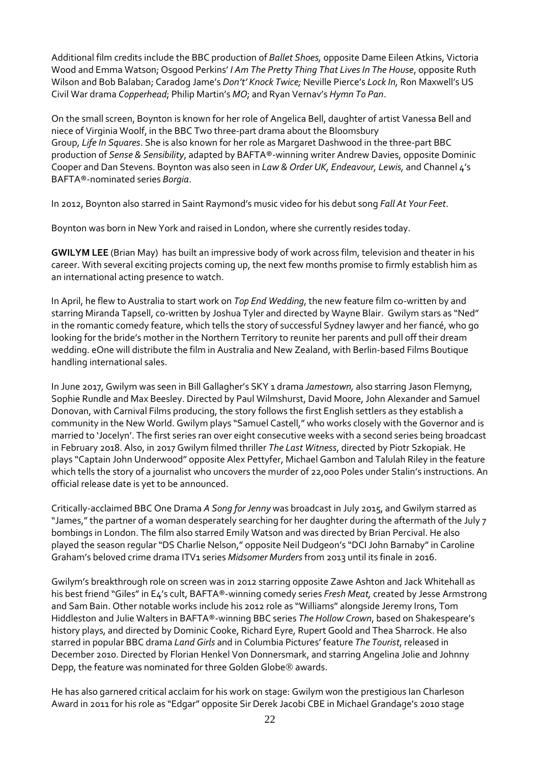Additional film credits include the BBC production of *Ballet Shoes,* opposite Dame Eileen Atkins, Victoria Wood and Emma Watson; Osgood Perkins' *I Am The Pretty Thing That Lives In The House*, opposite Ruth Wilson and Bob Balaban; Caradog Jame's *Don't' Knock Twice;* Neville Pierce's *Lock In,* Ron Maxwell's US Civil War drama *Copperhead*; Philip Martin's *MO*; and Ryan Vernav's *Hymn To Pan*.

On the small screen, Boynton is known for her role of Angelica Bell, daughter of artist Vanessa Bell and niece of Virginia Woolf, in the BBC Two three-part drama about the Bloomsbury Group, *Life In Squares*. She is also known for her role as Margaret Dashwood in the three-part BBC production of *Sense & Sensibility*, adapted by BAFTA®-winning writer Andrew Davies, opposite Dominic Cooper and Dan Stevens. Boynton was also seen in *Law & Order UK, Endeavour, Lewis,* and Channel 4's BAFTA®-nominated series *Borgia*.

In 2012, Boynton also starred in Saint Raymond's music video for his debut song *Fall At Your Feet*.

Boynton was born in New York and raised in London, where she currently resides today.

**GWILYM LEE** (Brian May) has built an impressive body of work across film, television and theater in his career. With several exciting projects coming up, the next few months promise to firmly establish him as an international acting presence to watch.

In April, he flew to Australia to start work on *Top End Wedding*, the new feature film co-written by and starring Miranda Tapsell, co-written by Joshua Tyler and directed by Wayne Blair. Gwilym stars as "Ned" in the romantic comedy feature, which tells the story of successful Sydney lawyer and her fiancé, who go looking for the bride's mother in the Northern Territory to reunite her parents and pull off their dream wedding. eOne will distribute the film in Australia and New Zealand, with Berlin-based Films Boutique handling international sales.

In June 2017, Gwilym was seen in Bill Gallagher's SKY 1 drama *Jamestown,* also starring Jason Flemyng, Sophie Rundle and Max Beesley. Directed by Paul Wilmshurst, David Moore, John Alexander and Samuel Donovan, with Carnival Films producing, the story follows the first English settlers as they establish a community in the New World. Gwilym plays "Samuel Castell," who works closely with the Governor and is married to 'Jocelyn'. The first series ran over eight consecutive weeks with a second series being broadcast in February 2018. Also, in 2017 Gwilym filmed thriller *The Last Witness*, directed by Piotr Szkopiak. He plays "Captain John Underwood" opposite Alex Pettyfer, Michael Gambon and Talulah Riley in the feature which tells the story of a journalist who uncovers the murder of 22,000 Poles under Stalin's instructions. An official release date is yet to be announced.

Critically-acclaimed BBC One Drama *A Song for Jenny* was broadcast in July 2015, and Gwilym starred as "James," the partner of a woman desperately searching for her daughter during the aftermath of the July 7 bombings in London. The film also starred Emily Watson and was directed by Brian Percival. He also played the season regular "DS Charlie Nelson," opposite Neil Dudgeon's "DCI John Barnaby" in Caroline Graham's beloved crime drama ITV1 series *Midsomer Murders* from 2013 until its finale in 2016.

Gwilym's breakthrough role on screen was in 2012 starring opposite Zawe Ashton and Jack Whitehall as his best friend "Giles" in E4's cult, BAFTA®-winning comedy series *Fresh Meat,* created by Jesse Armstrong and Sam Bain. Other notable works include his 2012 role as "Williams" alongside Jeremy Irons, Tom Hiddleston and Julie Walters in BAFTA®-winning BBC series *The Hollow Crown*, based on Shakespeare's history plays, and directed by Dominic Cooke, Richard Eyre, Rupert Goold and Thea Sharrock. He also starred in popular BBC drama *Land Girls* and in Columbia Pictures' feature *The Tourist*, released in December 2010. Directed by Florian Henkel Von Donnersmark, and starring Angelina Jolie and Johnny Depp, the feature was nominated for three Golden Globe® awards.

He has also garnered critical acclaim for his work on stage: Gwilym won the prestigious Ian Charleson Award in 2011 for his role as "Edgar" opposite Sir Derek Jacobi CBE in Michael Grandage's 2010 stage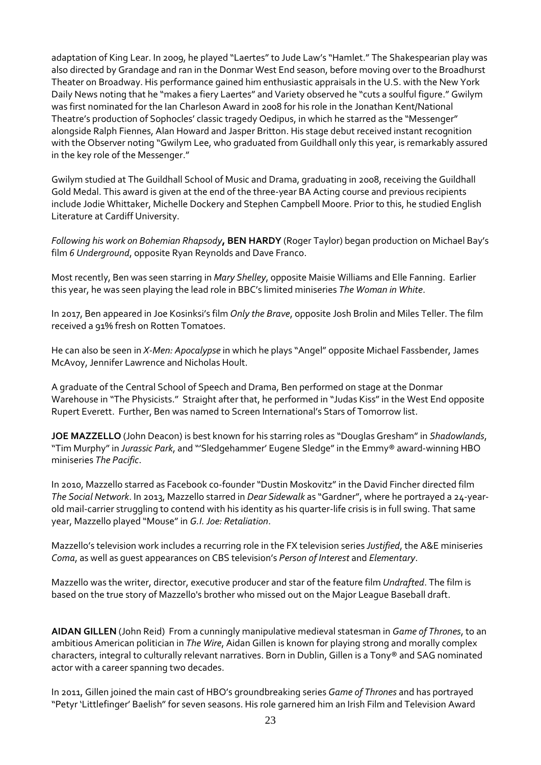adaptation of King Lear. In 2009, he played "Laertes" to Jude Law's "Hamlet." The Shakespearian play was also directed by Grandage and ran in the Donmar West End season, before moving over to the Broadhurst Theater on Broadway. His performance gained him enthusiastic appraisals in the U.S. with the New York Daily News noting that he "makes a fiery Laertes" and Variety observed he "cuts a soulful figure." Gwilym was first nominated for the Ian Charleson Award in 2008 for his role in the Jonathan Kent/National Theatre's production of Sophocles' classic tragedy Oedipus, in which he starred as the "Messenger" alongside Ralph Fiennes, Alan Howard and Jasper Britton. His stage debut received instant recognition with the Observer noting "Gwilym Lee, who graduated from Guildhall only this year, is remarkably assured in the key role of the Messenger."

Gwilym studied at The Guildhall School of Music and Drama, graduating in 2008, receiving the Guildhall Gold Medal. This award is given at the end of the three-year BA Acting course and previous recipients include Jodie Whittaker, Michelle Dockery and Stephen Campbell Moore. Prior to this, he studied English Literature at Cardiff University.

*Following his work on Bohemian Rhapsody*, **BEN HARDY** (Roger Taylor) began production on Michael Bay's film *6 Underground*, opposite Ryan Reynolds and Dave Franco.

Most recently, Ben was seen starring in *Mary Shelley*, opposite Maisie Williams and Elle Fanning. Earlier this year, he was seen playing the lead role in BBC's limited miniseries *The Woman in White*.

In 2017, Ben appeared in Joe Kosinksi's film *Only the Brave*, opposite Josh Brolin and Miles Teller. The film received a 91% fresh on Rotten Tomatoes.

He can also be seen in *X-Men: Apocalypse* in which he plays "Angel" opposite Michael Fassbender, James McAvoy, Jennifer Lawrence and Nicholas Hoult.

A graduate of the Central School of Speech and Drama, Ben performed on stage at the Donmar Warehouse in "The Physicists." Straight after that, he performed in "Judas Kiss" in the West End opposite Rupert Everett. Further, Ben was named to Screen International's Stars of Tomorrow list.

**JOE MAZZELLO** (John Deacon) is best known for his starring roles as "Douglas Gresham" in *Shadowlands*, "Tim Murphy" in *Jurassic Park*, and "'Sledgehammer' Eugene Sledge" in the Emmy® award-winning HBO miniseries *The Pacific*.

In 2010, Mazzello starred as Facebook co-founder "Dustin Moskovitz" in the David Fincher directed film *The Social Network*. In 2013, Mazzello starred in *Dear Sidewalk* as "Gardner", where he portrayed a 24-year-old mail-carrier struggling to contend with his identity as his quarter-life crisis is in full swing. That same year, Mazzello played "Mouse" in *G.I. Joe: Retaliation*.

Mazzello's television work includes a recurring role in the FX television series *Justified*, the A&E miniseries *Coma*, as well as guest appearances on CBS television's *Person of Interest* and *Elementary*.

Mazzello was the writer, director, executive producer and star of the feature film *Undrafted*. The film is based on the true story of Mazzello's brother who missed out on the Major League Baseball draft.

**AIDAN GILLEN** (John Reid) From a cunningly manipulative medieval statesman in *Game of Thrones*, to an ambitious American politician in *The Wire*, Aidan Gillen is known for playing strong and morally complex characters, integral to culturally relevant narratives. Born in Dublin, Gillen is a Tony® and SAG nominated actor with a career spanning two decades.

In 2011, Gillen joined the main cast of HBO's groundbreaking series *Game of Thrones* and has portrayed "Petyr 'Littlefinger' Baelish" for seven seasons. His role garnered him an Irish Film and Television Award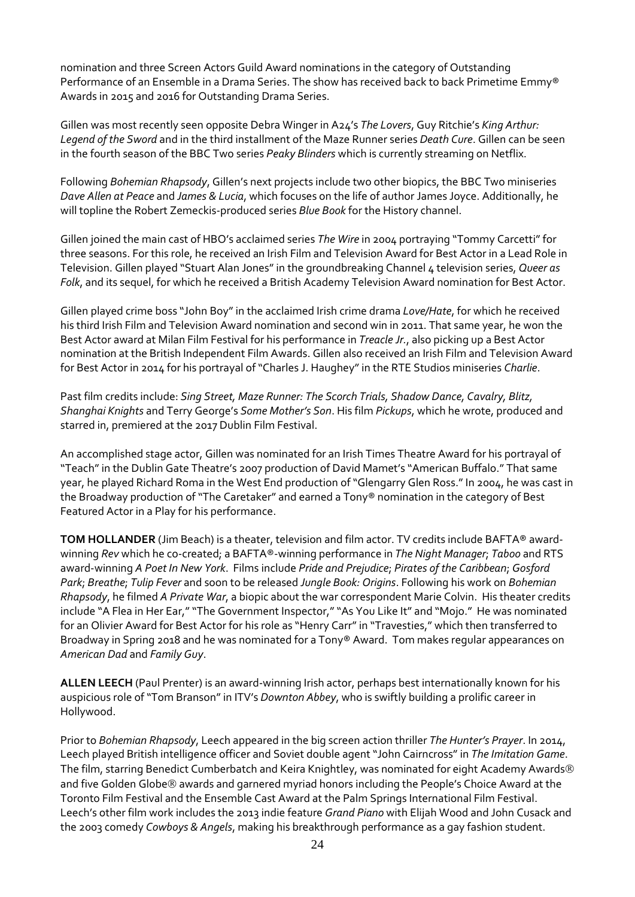nomination and three Screen Actors Guild Award nominations in the category of Outstanding Performance of an Ensemble in a Drama Series. The show has received back to back Primetime Emmy® Awards in 2015 and 2016 for Outstanding Drama Series.

Gillen was most recently seen opposite Debra Winger in A24's *The Lovers*, Guy Ritchie's *King Arthur: Legend of the Sword* and in the third installment of the Maze Runner series *Death Cure*. Gillen can be seen in the fourth season of the BBC Two series *Peaky Blinders* which is currently streaming on Netflix.

Following *Bohemian Rhapsody*, Gillen's next projects include two other biopics, the BBC Two miniseries *Dave Allen at Peace* and *James & Lucia*, which focuses on the life of author James Joyce. Additionally, he will topline the Robert Zemeckis-produced series *Blue Book* for the History channel.

Gillen joined the main cast of HBO's acclaimed series *The Wire* in 2004 portraying "Tommy Carcetti" for three seasons. For this role, he received an Irish Film and Television Award for Best Actor in a Lead Role in Television. Gillen played "Stuart Alan Jones" in the groundbreaking Channel 4 television series, *Queer as Folk*, and its sequel, for which he received a British Academy Television Award nomination for Best Actor.

Gillen played crime boss "John Boy" in the acclaimed Irish crime drama *Love/Hate*, for which he received his third Irish Film and Television Award nomination and second win in 2011. That same year, he won the Best Actor award at Milan Film Festival for his performance in *Treacle Jr.*, also picking up a Best Actor nomination at the British Independent Film Awards. Gillen also received an Irish Film and Television Award for Best Actor in 2014 for his portrayal of "Charles J. Haughey" in the RTE Studios miniseries *Charlie*.

Past film credits include: *Sing Street, Maze Runner: The Scorch Trials, Shadow Dance, Cavalry, Blitz, Shanghai Knights* and Terry George's *Some Mother's Son*. His film *Pickups*, which he wrote, produced and starred in, premiered at the 2017 Dublin Film Festival.

An accomplished stage actor, Gillen was nominated for an Irish Times Theatre Award for his portrayal of "Teach" in the Dublin Gate Theatre's 2007 production of David Mamet's "American Buffalo." That same year, he played Richard Roma in the West End production of "Glengarry Glen Ross." In 2004, he was cast in the Broadway production of "The Caretaker" and earned a Tony® nomination in the category of Best Featured Actor in a Play for his performance.

**TOM HOLLANDER** (Jim Beach) is a theater, television and film actor. TV credits include BAFTA® award-winning *Rev* which he co-created; a BAFTA®-winning performance in *The Night Manager*; *Taboo* and RTS award-winning *A Poet In New York*. Films include *Pride and Prejudice*; *Pirates of the Caribbean*; *Gosford Park*; *Breathe*; *Tulip Fever* and soon to be released *Jungle Book: Origins*. Following his work on *Bohemian Rhapsody*, he filmed *A Private War*, a biopic about the war correspondent Marie Colvin. His theater credits include "A Flea in Her Ear," "The Government Inspector," "As You Like It" and "Mojo." He was nominated for an Olivier Award for Best Actor for his role as "Henry Carr" in "Travesties," which then transferred to Broadway in Spring 2018 and he was nominated for a Tony® Award. Tom makes regular appearances on *American Dad* and *Family Guy*.

**ALLEN LEECH** (Paul Prenter) is an award-winning Irish actor, perhaps best internationally known for his auspicious role of "Tom Branson" in ITV's *Downton Abbey*, who is swiftly building a prolific career in Hollywood.

Prior to *Bohemian Rhapsody*, Leech appeared in the big screen action thriller *The Hunter's Prayer*. In 2014, Leech played British intelligence officer and Soviet double agent "John Cairncross" in *The Imitation Game*. The film, starring Benedict Cumberbatch and Keira Knightley, was nominated for eight Academy Awards® and five Golden Globe® awards and garnered myriad honors including the People's Choice Award at the Toronto Film Festival and the Ensemble Cast Award at the Palm Springs International Film Festival. Leech's other film work includes the 2013 indie feature *Grand Piano* with Elijah Wood and John Cusack and the 2003 comedy *Cowboys & Angels*, making his breakthrough performance as a gay fashion student.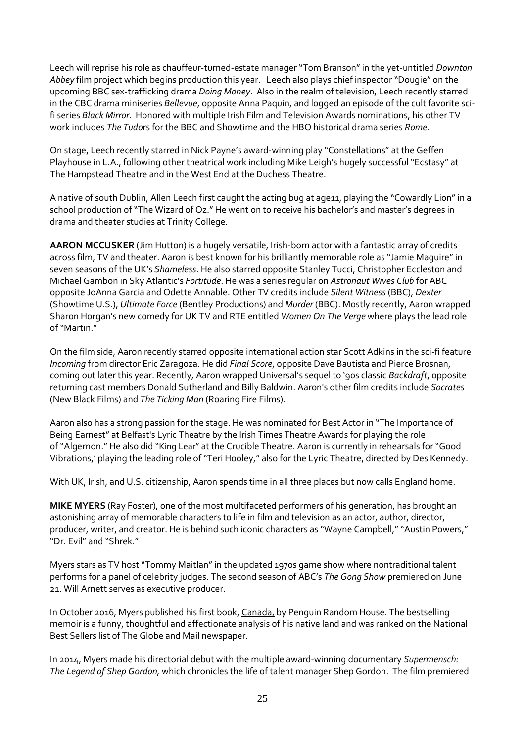Leech will reprise his role as chauffeur-turned-estate manager "Tom Branson" in the yet-untitled *Downton Abbey* film project which begins production this year. Leech also plays chief inspector "Dougie" on the upcoming BBC sex-trafficking drama *Doing Money*. Also in the realm of television, Leech recently starred in the CBC drama miniseries *Bellevue*, opposite Anna Paquin, and logged an episode of the cult favorite sci-fi series *Black Mirror*. Honored with multiple Irish Film and Television Awards nominations, his other TV work includes *The Tudor*s for the BBC and Showtime and the HBO historical drama series *Rome*.

On stage, Leech recently starred in Nick Payne's award-winning play "Constellations" at the Geffen Playhouse in L.A., following other theatrical work including Mike Leigh's hugely successful "Ecstasy" at The Hampstead Theatre and in the West End at the Duchess Theatre.

A native of south Dublin, Allen Leech first caught the acting bug at age11, playing the "Cowardly Lion" in a school production of "The Wizard of Oz." He went on to receive his bachelor's and master's degrees in drama and theater studies at Trinity College.

**AARON MCCUSKER** (Jim Hutton) is a hugely versatile, Irish-born actor with a fantastic array of credits across film, TV and theater. Aaron is best known for his brilliantly memorable role as "Jamie Maguire" in seven seasons of the UK's *Shameless*. He also starred opposite Stanley Tucci, Christopher Eccleston and Michael Gambon in Sky Atlantic's *Fortitude*. He was a series regular on *Astronaut Wives Club* for ABC opposite JoAnna Garcia and Odette Annable. Other TV credits include *Silent Witness* (BBC), *Dexter* (Showtime U.S.), *Ultimate Force* (Bentley Productions) and *Murder* (BBC). Mostly recently, Aaron wrapped Sharon Horgan's new comedy for UK TV and RTE entitled *Women On The Verge* where plays the lead role of "Martin."

On the film side, Aaron recently starred opposite international action star Scott Adkins in the sci-fi feature *Incoming* from director Eric Zaragoza. He did *Final Score*, opposite Dave Bautista and Pierce Brosnan, coming out later this year. Recently, Aaron wrapped Universal's sequel to '90s classic *Backdraft*, opposite returning cast members Donald Sutherland and Billy Baldwin. Aaron's other film credits include *Socrates* (New Black Films) and *The Ticking Man* (Roaring Fire Films).

Aaron also has a strong passion for the stage. He was nominated for Best Actor in "The Importance of Being Earnest" at Belfast's Lyric Theatre by the Irish Times Theatre Awards for playing the role of "Algernon." He also did "King Lear" at the Crucible Theatre. Aaron is currently in rehearsals for "Good Vibrations,' playing the leading role of "Teri Hooley," also for the Lyric Theatre, directed by Des Kennedy.

With UK, Irish, and U.S. citizenship, Aaron spends time in all three places but now calls England home.

**MIKE MYERS** (Ray Foster), one of the most multifaceted performers of his generation, has brought an astonishing array of memorable characters to life in film and television as an actor, author, director, producer, writer, and creator. He is behind such iconic characters as "Wayne Campbell," "Austin Powers," "Dr. Evil" and "Shrek."

Myers stars as TV host "Tommy Maitlan" in the updated 1970s game show where nontraditional talent performs for a panel of celebrity judges. The second season of ABC's *The Gong Show* premiered on June 21. Will Arnett serves as executive producer.

In October 2016, Myers published his first book, Canada, by Penguin Random House. The bestselling memoir is a funny, thoughtful and affectionate analysis of his native land and was ranked on the National Best Sellers list of The Globe and Mail newspaper.

In 2014, Myers made his directorial debut with the multiple award-winning documentary *Supermensch: The Legend of Shep Gordon,* which chronicles the life of talent manager Shep Gordon. The film premiered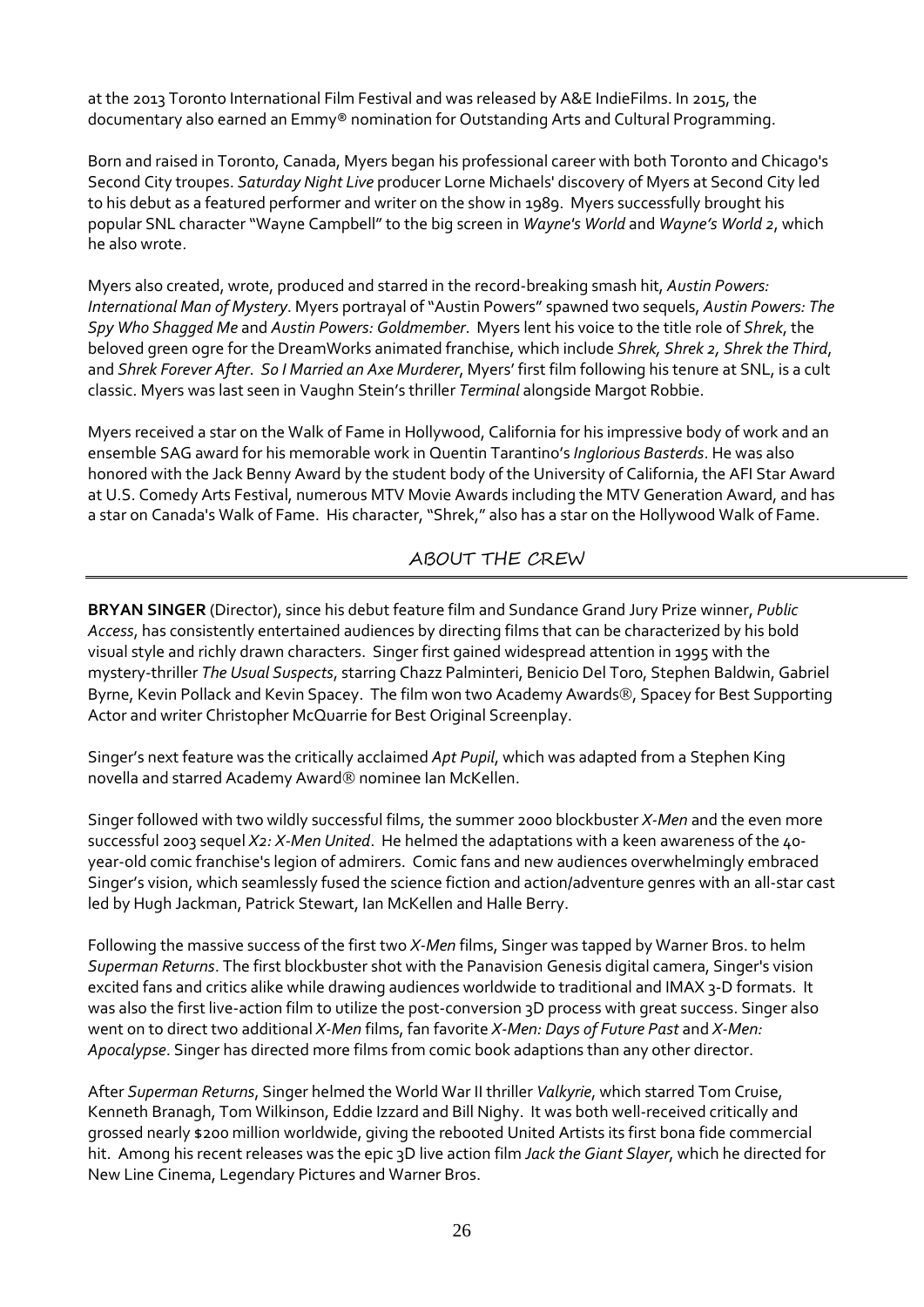at the 2013 Toronto International Film Festival and was released by A&E IndieFilms. In 2015, the documentary also earned an Emmy® nomination for Outstanding Arts and Cultural Programming.

Born and raised in Toronto, Canada, Myers began his professional career with both Toronto and Chicago's Second City troupes. *Saturday Night Live* producer Lorne Michaels' discovery of Myers at Second City led to his debut as a featured performer and writer on the show in 1989. Myers successfully brought his popular SNL character "Wayne Campbell" to the big screen in *Wayne's World* and *Wayne's World 2*, which he also wrote.

Myers also created, wrote, produced and starred in the record-breaking smash hit, *Austin Powers: International Man of Mystery*. Myers portrayal of "Austin Powers" spawned two sequels, *Austin Powers: The Spy Who Shagged Me* and *Austin Powers: Goldmember*. Myers lent his voice to the title role of *Shrek*, the beloved green ogre for the DreamWorks animated franchise, which include *Shrek, Shrek 2*, *Shrek the Third*, and *Shrek Forever After*. *So I Married an Axe Murderer*, Myers' first film following his tenure at SNL, is a cult classic. Myers was last seen in Vaughn Stein's thriller *Terminal* alongside Margot Robbie.

Myers received a star on the Walk of Fame in Hollywood, California for his impressive body of work and an ensemble SAG award for his memorable work in Quentin Tarantino's *Inglorious Basterds*. He was also honored with the Jack Benny Award by the student body of the University of California, the AFI Star Award at U.S. Comedy Arts Festival, numerous MTV Movie Awards including the MTV Generation Award, and has a star on Canada's Walk of Fame. His character, "Shrek," also has a star on the Hollywood Walk of Fame.

## ABOUT THE CREW

**BRYAN SINGER** (Director), since his debut feature film and Sundance Grand Jury Prize winner, *Public Access*, has consistently entertained audiences by directing films that can be characterized by his bold visual style and richly drawn characters. Singer first gained widespread attention in 1995 with the mystery-thriller *The Usual Suspects*, starring Chazz Palminteri, Benicio Del Toro, Stephen Baldwin, Gabriel Byrne, Kevin Pollack and Kevin Spacey. The film won two Academy Awards®, Spacey for Best Supporting Actor and writer Christopher McQuarrie for Best Original Screenplay.

Singer's next feature was the critically acclaimed *Apt Pupil*, which was adapted from a Stephen King novella and starred Academy Award® nominee Ian McKellen.

Singer followed with two wildly successful films, the summer 2000 blockbuster *X-Men* and the even more successful 2003 sequel *X2: X-Men United*. He helmed the adaptations with a keen awareness of the 40-year-old comic franchise's legion of admirers. Comic fans and new audiences overwhelmingly embraced Singer's vision, which seamlessly fused the science fiction and action/adventure genres with an all-star cast led by Hugh Jackman, Patrick Stewart, Ian McKellen and Halle Berry.

Following the massive success of the first two *X-Men* films, Singer was tapped by Warner Bros. to helm *Superman Returns*. The first blockbuster shot with the Panavision Genesis digital camera, Singer's vision excited fans and critics alike while drawing audiences worldwide to traditional and IMAX 3-D formats. It was also the first live-action film to utilize the post-conversion 3D process with great success. Singer also went on to direct two additional *X-Men* films, fan favorite *X-Men: Days of Future Past* and *X-Men: Apocalypse*. Singer has directed more films from comic book adaptions than any other director.

After *Superman Returns*, Singer helmed the World War II thriller *Valkyrie*, which starred Tom Cruise, Kenneth Branagh, Tom Wilkinson, Eddie Izzard and Bill Nighy. It was both well-received critically and grossed nearly $200 million worldwide, giving the rebooted United Artists its first bona fide commercial hit. Among his recent releases was the epic 3D live action film *Jack the Giant Slayer*, which he directed for New Line Cinema, Legendary Pictures and Warner Bros.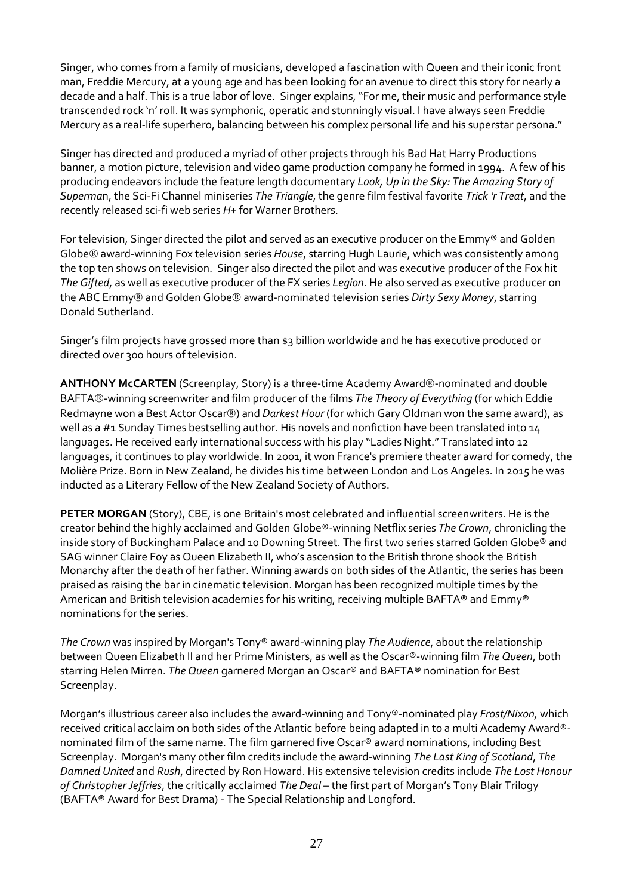Singer, who comes from a family of musicians, developed a fascination with Queen and their iconic front man, Freddie Mercury, at a young age and has been looking for an avenue to direct this story for nearly a decade and a half. This is a true labor of love. Singer explains, "For me, their music and performance style transcended rock 'n' roll. It was symphonic, operatic and stunningly visual. I have always seen Freddie Mercury as a real-life superhero, balancing between his complex personal life and his superstar persona."

Singer has directed and produced a myriad of other projects through his Bad Hat Harry Productions banner, a motion picture, television and video game production company he formed in 1994. A few of his producing endeavors include the feature length documentary *Look, Up in the Sky: The Amazing Story of Superman*, the Sci-Fi Channel miniseries *The Triangle*, the genre film festival favorite *Trick 'r Treat*, and the recently released sci-fi web series *H+* for Warner Brothers.

For television, Singer directed the pilot and served as an executive producer on the Emmy® and Golden Globe® award-winning Fox television series *House*, starring Hugh Laurie, which was consistently among the top ten shows on television. Singer also directed the pilot and was executive producer of the Fox hit *The Gifted*, as well as executive producer of the FX series *Legion*. He also served as executive producer on the ABC Emmy® and Golden Globe® award-nominated television series *Dirty Sexy Money*, starring Donald Sutherland.

Singer's film projects have grossed more than $3 billion worldwide and he has executive produced or directed over 300 hours of television.

**ANTHONY McCARTEN** (Screenplay, Story) is a three-time Academy Award®-nominated and double BAFTA®-winning screenwriter and film producer of the films *The Theory of Everything* (for which Eddie Redmayne won a Best Actor Oscar®) and *Darkest Hour* (for which Gary Oldman won the same award), as well as a #1 Sunday Times bestselling author. His novels and nonfiction have been translated into 14 languages. He received early international success with his play "Ladies Night." Translated into 12 languages, it continues to play worldwide. In 2001, it won France's premiere theater award for comedy, the Molière Prize. Born in New Zealand, he divides his time between London and Los Angeles. In 2015 he was inducted as a Literary Fellow of the New Zealand Society of Authors.

**PETER MORGAN** (Story), CBE, is one Britain's most celebrated and influential screenwriters. He is the creator behind the highly acclaimed and Golden Globe®-winning Netflix series *The Crown*, chronicling the inside story of Buckingham Palace and 10 Downing Street. The first two series starred Golden Globe® and SAG winner Claire Foy as Queen Elizabeth II, who's ascension to the British throne shook the British Monarchy after the death of her father. Winning awards on both sides of the Atlantic, the series has been praised as raising the bar in cinematic television. Morgan has been recognized multiple times by the American and British television academies for his writing, receiving multiple BAFTA® and Emmy® nominations for the series.

*The Crown* was inspired by Morgan's Tony® award-winning play *The Audience*, about the relationship between Queen Elizabeth II and her Prime Ministers, as well as the Oscar®-winning film *The Queen*, both starring Helen Mirren. *The Queen* garnered Morgan an Oscar® and BAFTA® nomination for Best Screenplay.

Morgan's illustrious career also includes the award-winning and Tony®-nominated play *Frost/Nixon,* which received critical acclaim on both sides of the Atlantic before being adapted in to a multi Academy Award®-nominated film of the same name. The film garnered five Oscar® award nominations, including Best Screenplay. Morgan's many other film credits include the award-winning *The Last King of Scotland*, *The Damned United* and *Rush*, directed by Ron Howard. His extensive television credits include *The Lost Honour of Christopher Jeffries*, the critically acclaimed *The Deal* – the first part of Morgan's Tony Blair Trilogy (BAFTA® Award for Best Drama) - The Special Relationship and Longford.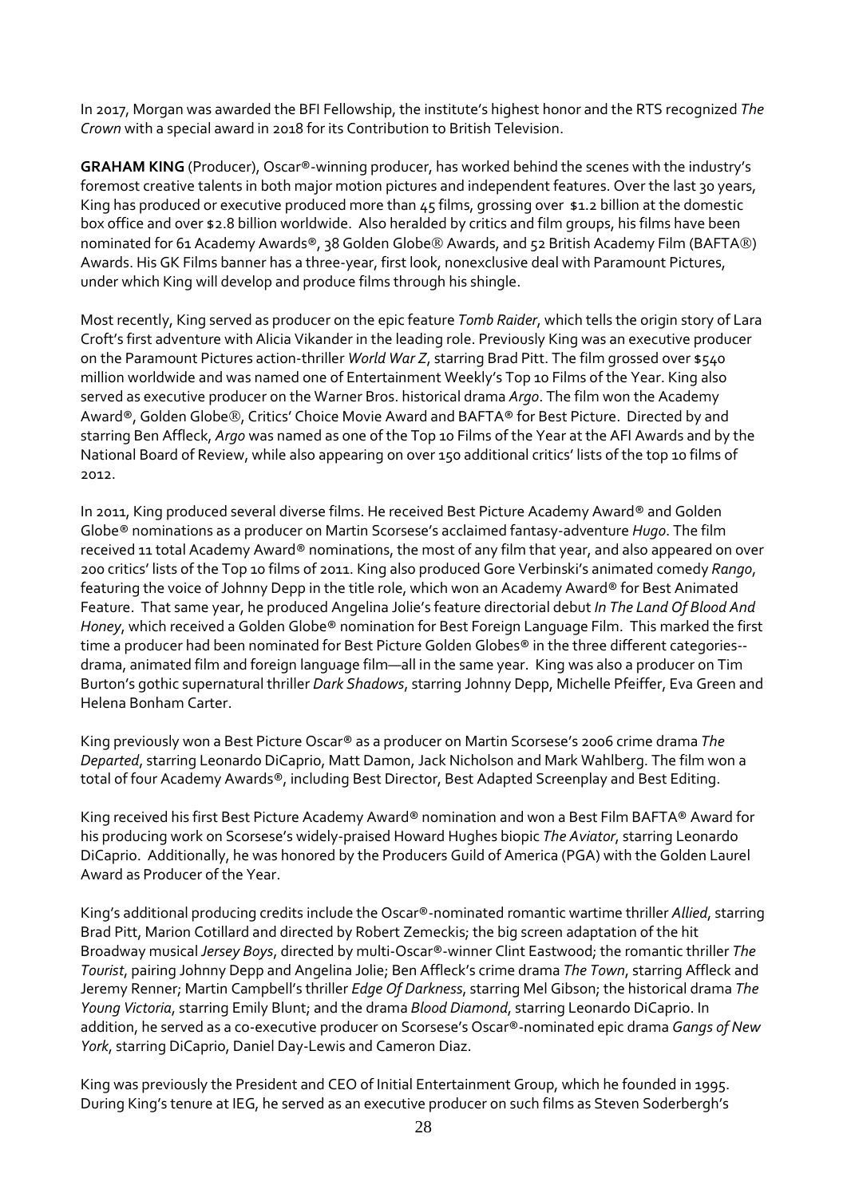In 2017, Morgan was awarded the BFI Fellowship, the institute's highest honor and the RTS recognized *The Crown* with a special award in 2018 for its Contribution to British Television.

**GRAHAM KING** (Producer), Oscar®-winning producer, has worked behind the scenes with the industry's foremost creative talents in both major motion pictures and independent features. Over the last 30 years, King has produced or executive produced more than 45 films, grossing over $1.2 billion at the domestic box office and over $2.8 billion worldwide. Also heralded by critics and film groups, his films have been nominated for 61 Academy Awards®, 38 Golden Globe® Awards, and 52 British Academy Film (BAFTA®) Awards. His GK Films banner has a three-year, first look, nonexclusive deal with Paramount Pictures, under which King will develop and produce films through his shingle.

Most recently, King served as producer on the epic feature *Tomb Raider*, which tells the origin story of Lara Croft's first adventure with Alicia Vikander in the leading role. Previously King was an executive producer on the Paramount Pictures action-thriller *World War Z*, starring Brad Pitt. The film grossed over $540 million worldwide and was named one of Entertainment Weekly's Top 10 Films of the Year. King also served as executive producer on the Warner Bros. historical drama *Argo*. The film won the Academy Award®, Golden Globe®, Critics' Choice Movie Award and BAFTA® for Best Picture. Directed by and starring Ben Affleck, *Argo* was named as one of the Top 10 Films of the Year at the AFI Awards and by the National Board of Review, while also appearing on over 150 additional critics' lists of the top 10 films of 2012.

In 2011, King produced several diverse films. He received Best Picture Academy Award® and Golden Globe® nominations as a producer on Martin Scorsese's acclaimed fantasy-adventure *Hugo*. The film received 11 total Academy Award® nominations, the most of any film that year, and also appeared on over 200 critics' lists of the Top 10 films of 2011. King also produced Gore Verbinski's animated comedy *Rango*, featuring the voice of Johnny Depp in the title role, which won an Academy Award® for Best Animated Feature. That same year, he produced Angelina Jolie's feature directorial debut *In The Land Of Blood And Honey*, which received a Golden Globe® nomination for Best Foreign Language Film. This marked the first time a producer had been nominated for Best Picture Golden Globes® in the three different categories--drama, animated film and foreign language film—all in the same year. King was also a producer on Tim Burton's gothic supernatural thriller *Dark Shadows*, starring Johnny Depp, Michelle Pfeiffer, Eva Green and Helena Bonham Carter.

King previously won a Best Picture Oscar® as a producer on Martin Scorsese's 2006 crime drama *The Departed*, starring Leonardo DiCaprio, Matt Damon, Jack Nicholson and Mark Wahlberg. The film won a total of four Academy Awards®, including Best Director, Best Adapted Screenplay and Best Editing.

King received his first Best Picture Academy Award® nomination and won a Best Film BAFTA® Award for his producing work on Scorsese's widely-praised Howard Hughes biopic *The Aviator*, starring Leonardo DiCaprio. Additionally, he was honored by the Producers Guild of America (PGA) with the Golden Laurel Award as Producer of the Year.

King's additional producing credits include the Oscar®-nominated romantic wartime thriller *Allied*, starring Brad Pitt, Marion Cotillard and directed by Robert Zemeckis; the big screen adaptation of the hit Broadway musical *Jersey Boys*, directed by multi-Oscar®-winner Clint Eastwood; the romantic thriller *The Tourist*, pairing Johnny Depp and Angelina Jolie; Ben Affleck's crime drama *The Town*, starring Affleck and Jeremy Renner; Martin Campbell's thriller *Edge Of Darkness*, starring Mel Gibson; the historical drama *The Young Victoria*, starring Emily Blunt; and the drama *Blood Diamond*, starring Leonardo DiCaprio. In addition, he served as a co-executive producer on Scorsese's Oscar®-nominated epic drama *Gangs of New York*, starring DiCaprio, Daniel Day-Lewis and Cameron Diaz.

King was previously the President and CEO of Initial Entertainment Group, which he founded in 1995. During King's tenure at IEG, he served as an executive producer on such films as Steven Soderbergh's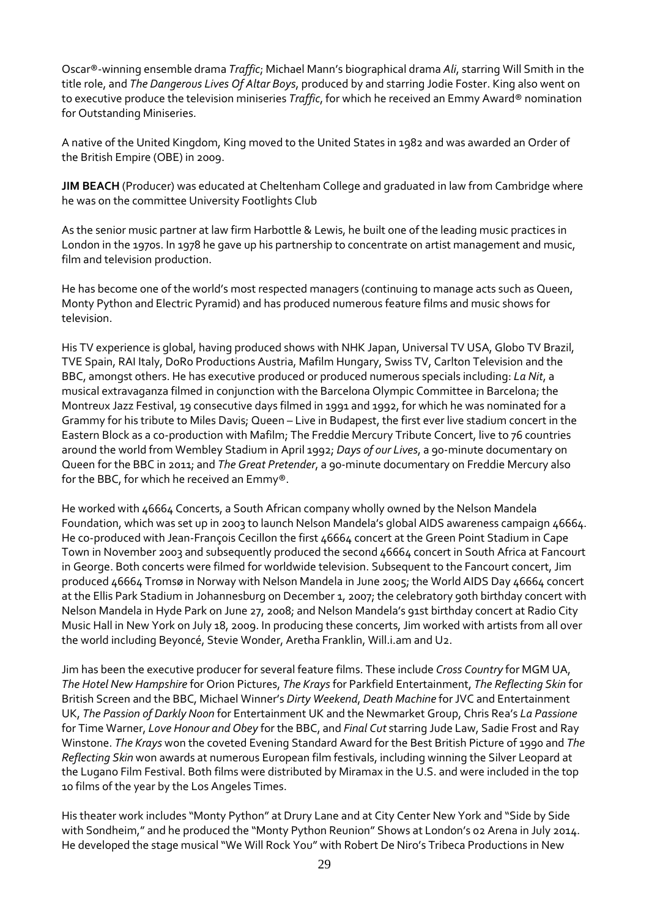Oscar®-winning ensemble drama *Traffic*; Michael Mann's biographical drama *Ali*, starring Will Smith in the title role, and *The Dangerous Lives Of Altar Boys*, produced by and starring Jodie Foster. King also went on to executive produce the television miniseries *Traffic*, for which he received an Emmy Award® nomination for Outstanding Miniseries.

A native of the United Kingdom, King moved to the United States in 1982 and was awarded an Order of the British Empire (OBE) in 2009.

**JIM BEACH** (Producer) was educated at Cheltenham College and graduated in law from Cambridge where he was on the committee University Footlights Club

As the senior music partner at law firm Harbottle & Lewis, he built one of the leading music practices in London in the 1970s. In 1978 he gave up his partnership to concentrate on artist management and music, film and television production.

He has become one of the world's most respected managers (continuing to manage acts such as Queen, Monty Python and Electric Pyramid) and has produced numerous feature films and music shows for television.

His TV experience is global, having produced shows with NHK Japan, Universal TV USA, Globo TV Brazil, TVE Spain, RAI Italy, DoRo Productions Austria, Mafilm Hungary, Swiss TV, Carlton Television and the BBC, amongst others. He has executive produced or produced numerous specials including: *La Nit*, a musical extravaganza filmed in conjunction with the Barcelona Olympic Committee in Barcelona; the Montreux Jazz Festival, 19 consecutive days filmed in 1991 and 1992, for which he was nominated for a Grammy for his tribute to Miles Davis; Queen – Live in Budapest, the first ever live stadium concert in the Eastern Block as a co-production with Mafilm; The Freddie Mercury Tribute Concert, live to 76 countries around the world from Wembley Stadium in April 1992; *Days of our Lives*, a 90-minute documentary on Queen for the BBC in 2011; and *The Great Pretender*, a 90-minute documentary on Freddie Mercury also for the BBC, for which he received an Emmy®.

He worked with 46664 Concerts, a South African company wholly owned by the Nelson Mandela Foundation, which was set up in 2003 to launch Nelson Mandela's global AIDS awareness campaign 46664. He co-produced with Jean-François Cecillon the first 46664 concert at the Green Point Stadium in Cape Town in November 2003 and subsequently produced the second 46664 concert in South Africa at Fancourt in George. Both concerts were filmed for worldwide television. Subsequent to the Fancourt concert, Jim produced 46664 Tromsø in Norway with Nelson Mandela in June 2005; the World AIDS Day 46664 concert at the Ellis Park Stadium in Johannesburg on December 1, 2007; the celebratory 90th birthday concert with Nelson Mandela in Hyde Park on June 27, 2008; and Nelson Mandela's 91st birthday concert at Radio City Music Hall in New York on July 18, 2009. In producing these concerts, Jim worked with artists from all over the world including Beyoncé, Stevie Wonder, Aretha Franklin, Will.i.am and U2.

Jim has been the executive producer for several feature films. These include *Cross Country* for MGM UA, *The Hotel New Hampshire* for Orion Pictures, *The Krays* for Parkfield Entertainment, *The Reflecting Skin* for British Screen and the BBC, Michael Winner's *Dirty Weekend*, *Death Machine* for JVC and Entertainment UK, *The Passion of Darkly Noon* for Entertainment UK and the Newmarket Group, Chris Rea's *La Passione* for Time Warner, *Love Honour and Obey* for the BBC, and *Final Cut* starring Jude Law, Sadie Frost and Ray Winstone. *The Krays* won the coveted Evening Standard Award for the Best British Picture of 1990 and *The Reflecting Skin* won awards at numerous European film festivals, including winning the Silver Leopard at the Lugano Film Festival. Both films were distributed by Miramax in the U.S. and were included in the top 10 films of the year by the Los Angeles Times.

His theater work includes "Monty Python" at Drury Lane and at City Center New York and "Side by Side with Sondheim," and he produced the "Monty Python Reunion" Shows at London's 02 Arena in July 2014. He developed the stage musical "We Will Rock You" with Robert De Niro's Tribeca Productions in New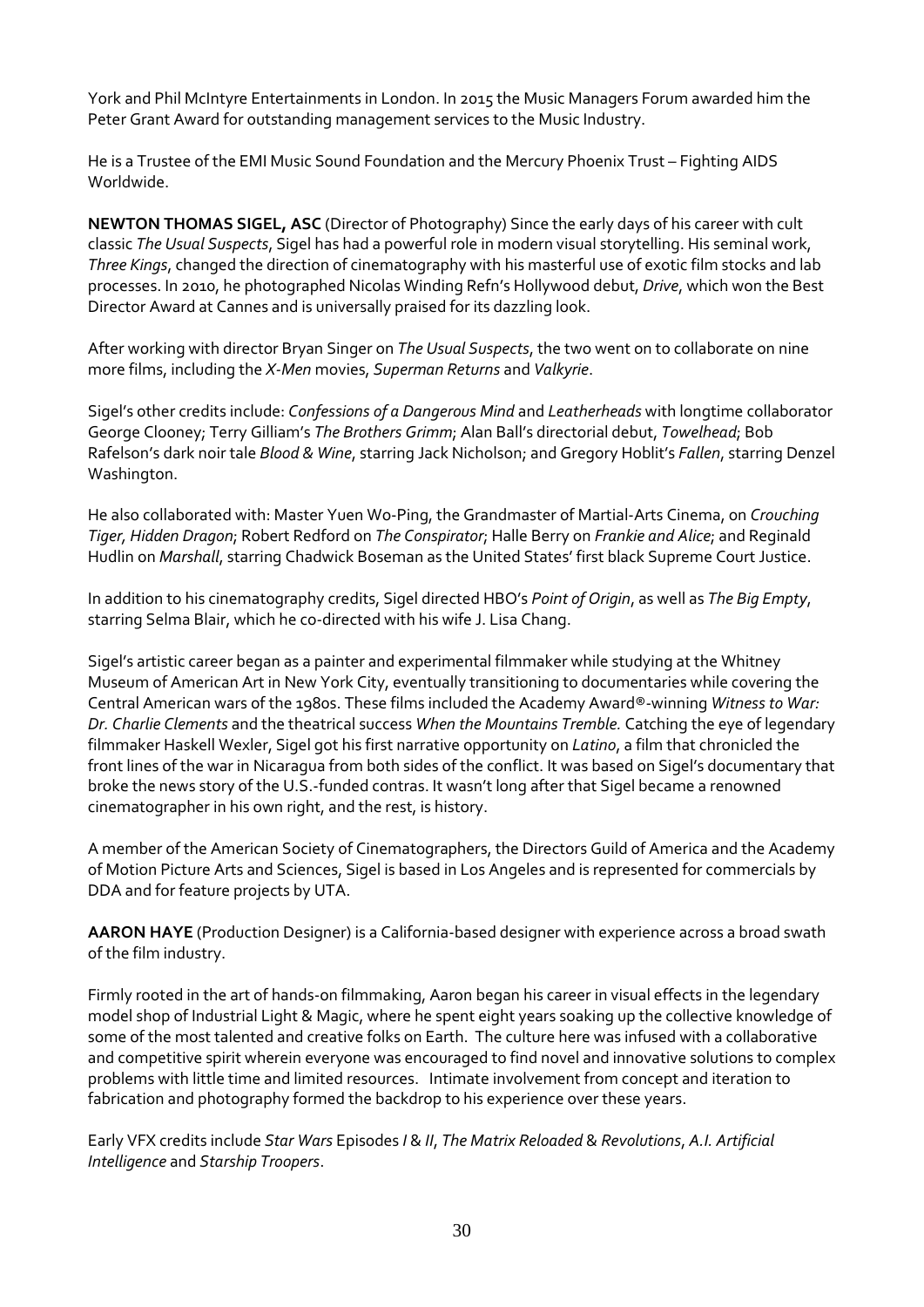York and Phil McIntyre Entertainments in London. In 2015 the Music Managers Forum awarded him the Peter Grant Award for outstanding management services to the Music Industry.

He is a Trustee of the EMI Music Sound Foundation and the Mercury Phoenix Trust – Fighting AIDS Worldwide.

**NEWTON THOMAS SIGEL, ASC** (Director of Photography) Since the early days of his career with cult classic *The Usual Suspects*, Sigel has had a powerful role in modern visual storytelling. His seminal work, *Three Kings*, changed the direction of cinematography with his masterful use of exotic film stocks and lab processes. In 2010, he photographed Nicolas Winding Refn's Hollywood debut, *Drive*, which won the Best Director Award at Cannes and is universally praised for its dazzling look.

After working with director Bryan Singer on *The Usual Suspects*, the two went on to collaborate on nine more films, including the *X-Men* movies, *Superman Returns* and *Valkyrie*.

Sigel's other credits include: *Confessions of a Dangerous Mind* and *Leatherheads* with longtime collaborator George Clooney; Terry Gilliam's *The Brothers Grimm*; Alan Ball's directorial debut, *Towelhead*; Bob Rafelson's dark noir tale *Blood & Wine*, starring Jack Nicholson; and Gregory Hoblit's *Fallen*, starring Denzel Washington.

He also collaborated with: Master Yuen Wo-Ping, the Grandmaster of Martial-Arts Cinema, on *Crouching Tiger, Hidden Dragon*; Robert Redford on *The Conspirator*; Halle Berry on *Frankie and Alice*; and Reginald Hudlin on *Marshall*, starring Chadwick Boseman as the United States' first black Supreme Court Justice.

In addition to his cinematography credits, Sigel directed HBO's *Point of Origin*, as well as *The Big Empty*, starring Selma Blair, which he co-directed with his wife J. Lisa Chang.

Sigel's artistic career began as a painter and experimental filmmaker while studying at the Whitney Museum of American Art in New York City, eventually transitioning to documentaries while covering the Central American wars of the 1980s. These films included the Academy Award®-winning *Witness to War: Dr. Charlie Clements* and the theatrical success *When the Mountains Tremble.* Catching the eye of legendary filmmaker Haskell Wexler, Sigel got his first narrative opportunity on *Latino*, a film that chronicled the front lines of the war in Nicaragua from both sides of the conflict. It was based on Sigel's documentary that broke the news story of the U.S.-funded contras. It wasn't long after that Sigel became a renowned cinematographer in his own right, and the rest, is history.

A member of the American Society of Cinematographers, the Directors Guild of America and the Academy of Motion Picture Arts and Sciences, Sigel is based in Los Angeles and is represented for commercials by DDA and for feature projects by UTA.

**AARON HAYE** (Production Designer) is a California-based designer with experience across a broad swath of the film industry.

Firmly rooted in the art of hands-on filmmaking, Aaron began his career in visual effects in the legendary model shop of Industrial Light & Magic, where he spent eight years soaking up the collective knowledge of some of the most talented and creative folks on Earth. The culture here was infused with a collaborative and competitive spirit wherein everyone was encouraged to find novel and innovative solutions to complex problems with little time and limited resources. Intimate involvement from concept and iteration to fabrication and photography formed the backdrop to his experience over these years.

Early VFX credits include *Star Wars* Episodes *I* & *II*, *The Matrix Reloaded* & *Revolutions*, *A.I. Artificial Intelligence* and *Starship Troopers*.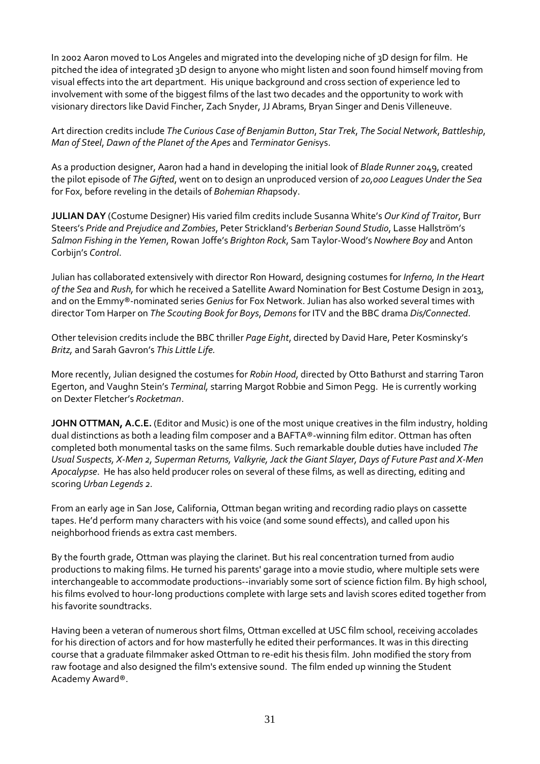In 2002 Aaron moved to Los Angeles and migrated into the developing niche of 3D design for film. He pitched the idea of integrated 3D design to anyone who might listen and soon found himself moving from visual effects into the art department. His unique background and cross section of experience led to involvement with some of the biggest films of the last two decades and the opportunity to work with visionary directors like David Fincher, Zach Snyder, JJ Abrams, Bryan Singer and Denis Villeneuve.

Art direction credits include *The Curious Case of Benjamin Button*, *Star Trek*, *The Social Network*, *Battleship*, *Man of Steel*, *Dawn of the Planet of the Apes* and *Terminator Genisys*.

As a production designer, Aaron had a hand in developing the initial look of *Blade Runner 2049*, created the pilot episode of *The Gifted*, went on to design an unproduced version of *20,000 Leagues Under the Sea* for Fox, before reveling in the details of *Bohemian Rhapsody*.

**JULIAN DAY** (Costume Designer) His varied film credits include Susanna White's *Our Kind of Traitor*, Burr Steers's *Pride and Prejudice and Zombies*, Peter Strickland's *Berberian Sound Studio*, Lasse Hallström's *Salmon Fishing in the Yemen*, Rowan Joffe's *Brighton Rock*, Sam Taylor-Wood's *Nowhere Boy* and Anton Corbijn's *Control*.

Julian has collaborated extensively with director Ron Howard, designing costumes for *Inferno, In the Heart of the Sea* and *Rush,* for which he received a Satellite Award Nomination for Best Costume Design in 2013, and on the Emmy®-nominated series *Genius* for Fox Network. Julian has also worked several times with director Tom Harper on *The Scouting Book for Boys*, *Demons* for ITV and the BBC drama *Dis/Connected*.

Other television credits include the BBC thriller *Page Eight*, directed by David Hare, Peter Kosminsky's *Britz,* and Sarah Gavron's *This Little Life.*

More recently, Julian designed the costumes for *Robin Hood*, directed by Otto Bathurst and starring Taron Egerton, and Vaughn Stein's *Terminal,* starring Margot Robbie and Simon Pegg. He is currently working on Dexter Fletcher's *Rocketman*.

**JOHN OTTMAN, A.C.E.** (Editor and Music) is one of the most unique creatives in the film industry, holding dual distinctions as both a leading film composer and a BAFTA®-winning film editor. Ottman has often completed both monumental tasks on the same films. Such remarkable double duties have included *The Usual Suspects, X-Men 2, Superman Returns, Valkyrie, Jack the Giant Slayer, Days of Future Past and X-Men Apocalypse*. He has also held producer roles on several of these films, as well as directing, editing and scoring *Urban Legends 2*.

From an early age in San Jose, California, Ottman began writing and recording radio plays on cassette tapes. He'd perform many characters with his voice (and some sound effects), and called upon his neighborhood friends as extra cast members.

By the fourth grade, Ottman was playing the clarinet. But his real concentration turned from audio productions to making films. He turned his parents' garage into a movie studio, where multiple sets were interchangeable to accommodate productions--invariably some sort of science fiction film. By high school, his films evolved to hour-long productions complete with large sets and lavish scores edited together from his favorite soundtracks.

Having been a veteran of numerous short films, Ottman excelled at USC film school, receiving accolades for his direction of actors and for how masterfully he edited their performances. It was in this directing course that a graduate filmmaker asked Ottman to re-edit his thesis film. John modified the story from raw footage and also designed the film's extensive sound. The film ended up winning the Student Academy Award®.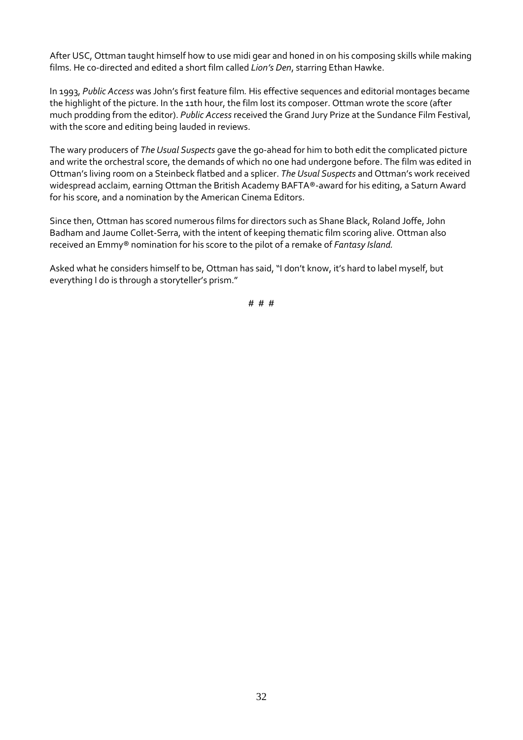After USC, Ottman taught himself how to use midi gear and honed in on his composing skills while making films. He co-directed and edited a short film called *Lion's Den*, starring Ethan Hawke.

In 1993, *Public Access* was John's first feature film. His effective sequences and editorial montages became the highlight of the picture. In the 11th hour, the film lost its composer. Ottman wrote the score (after much prodding from the editor). *Public Access* received the Grand Jury Prize at the Sundance Film Festival, with the score and editing being lauded in reviews.

The wary producers of *The Usual Suspects* gave the go-ahead for him to both edit the complicated picture and write the orchestral score, the demands of which no one had undergone before. The film was edited in Ottman's living room on a Steinbeck flatbed and a splicer. *The Usual Suspects* and Ottman's work received widespread acclaim, earning Ottman the British Academy BAFTA®-award for his editing, a Saturn Award for his score, and a nomination by the American Cinema Editors.

Since then, Ottman has scored numerous films for directors such as Shane Black, Roland Joffe, John Badham and Jaume Collet-Serra, with the intent of keeping thematic film scoring alive. Ottman also received an Emmy® nomination for his score to the pilot of a remake of *Fantasy Island*.

Asked what he considers himself to be, Ottman has said, "I don't know, it's hard to label myself, but everything I do is through a storyteller's prism."

# # #